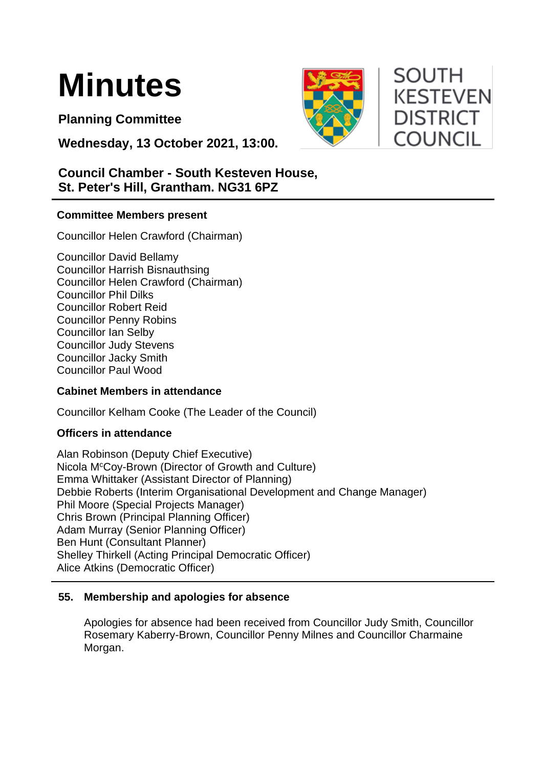# Minutes

**Planning Committee**

**Wednesday, 13 October 2021, 13:00.**

SOUTH KESTEVEN DISTRICT COUNCIL

## Council Chamber - South Kesteven House, St. Peter's Hill, Grantham. NG31 6PZ

### Committee Members present

Councillor Helen Crawford (Chairman)

Councillor David Bellamy
Councillor Harrish Bisnauthsing
Councillor Helen Crawford (Chairman)
Councillor Phil Dilks
Councillor Robert Reid
Councillor Penny Robins
Councillor Ian Selby
Councillor Judy Stevens
Councillor Jacky Smith
Councillor Paul Wood

### Cabinet Members in attendance

Councillor Kelham Cooke (The Leader of the Council)

### Officers in attendance

Alan Robinson (Deputy Chief Executive)
Nicola McCoy-Brown (Director of Growth and Culture)
Emma Whittaker (Assistant Director of Planning)
Debbie Roberts (Interim Organisational Development and Change Manager)
Phil Moore (Special Projects Manager)
Chris Brown (Principal Planning Officer)
Adam Murray (Senior Planning Officer)
Ben Hunt (Consultant Planner)
Shelley Thirkell (Acting Principal Democratic Officer)
Alice Atkins (Democratic Officer)

### 55. Membership and apologies for absence

Apologies for absence had been received from Councillor Judy Smith, Councillor Rosemary Kaberry-Brown, Councillor Penny Milnes and Councillor Charmaine Morgan.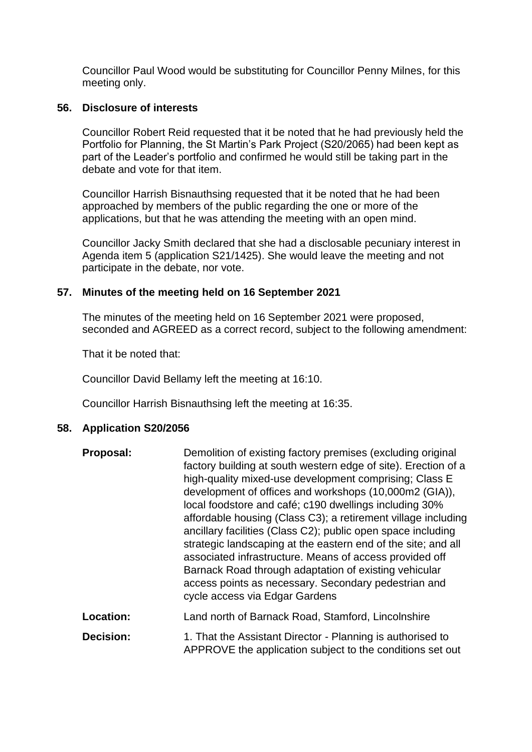Councillor Paul Wood would be substituting for Councillor Penny Milnes, for this meeting only.

## 56. Disclosure of interests

Councillor Robert Reid requested that it be noted that he had previously held the Portfolio for Planning, the St Martin's Park Project (S20/2065) had been kept as part of the Leader's portfolio and confirmed he would still be taking part in the debate and vote for that item.

Councillor Harrish Bisnauthsing requested that it be noted that he had been approached by members of the public regarding the one or more of the applications, but that he was attending the meeting with an open mind.

Councillor Jacky Smith declared that she had a disclosable pecuniary interest in Agenda item 5 (application S21/1425). She would leave the meeting and not participate in the debate, nor vote.

## 57. Minutes of the meeting held on 16 September 2021

The minutes of the meeting held on 16 September 2021 were proposed, seconded and AGREED as a correct record, subject to the following amendment:

That it be noted that:

Councillor David Bellamy left the meeting at 16:10.

Councillor Harrish Bisnauthsing left the meeting at 16:35.

## 58. Application S20/2056

**Proposal:** Demolition of existing factory premises (excluding original factory building at south western edge of site). Erection of a high-quality mixed-use development comprising; Class E development of offices and workshops (10,000m2 (GIA)), local foodstore and café; c190 dwellings including 30% affordable housing (Class C3); a retirement village including ancillary facilities (Class C2); public open space including strategic landscaping at the eastern end of the site; and all associated infrastructure. Means of access provided off Barnack Road through adaptation of existing vehicular access points as necessary. Secondary pedestrian and cycle access via Edgar Gardens

**Location:** Land north of Barnack Road, Stamford, Lincolnshire

**Decision:** 1. That the Assistant Director - Planning is authorised to APPROVE the application subject to the conditions set out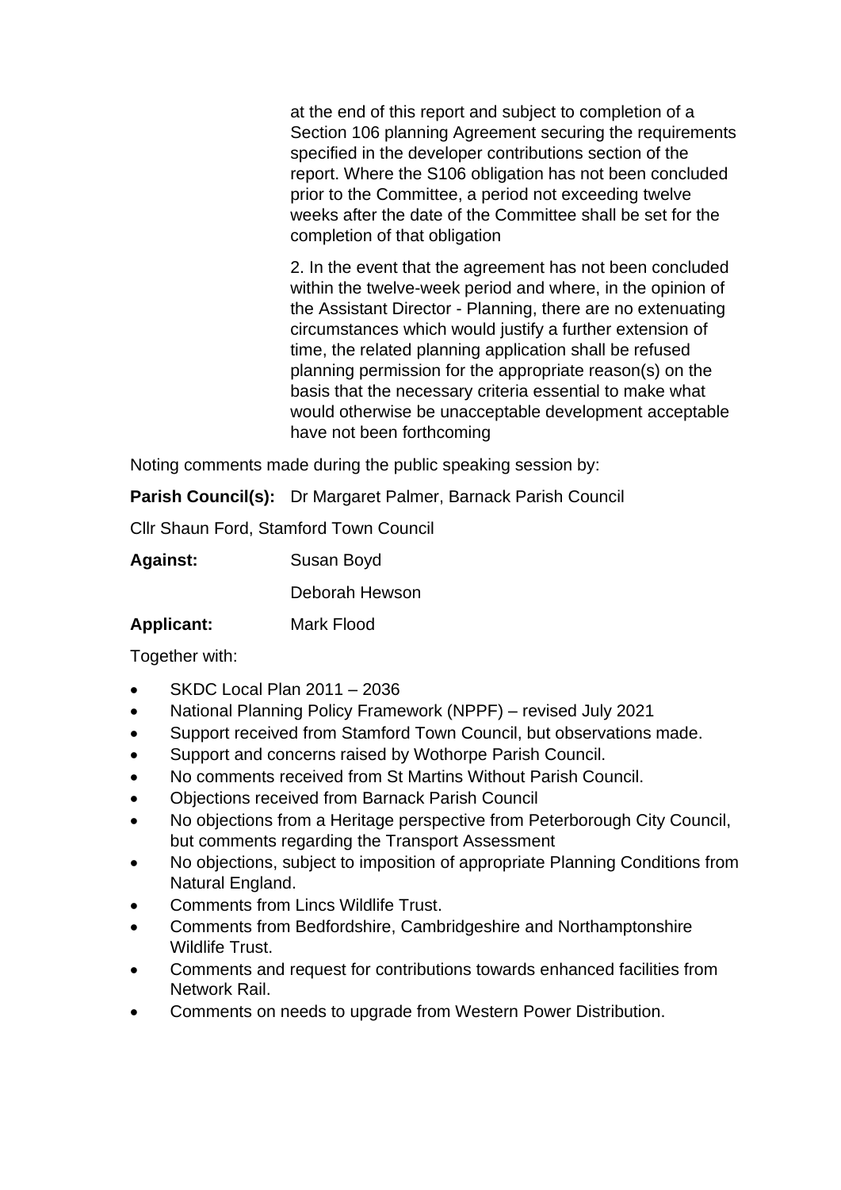at the end of this report and subject to completion of a Section 106 planning Agreement securing the requirements specified in the developer contributions section of the report. Where the S106 obligation has not been concluded prior to the Committee, a period not exceeding twelve weeks after the date of the Committee shall be set for the completion of that obligation

2. In the event that the agreement has not been concluded within the twelve-week period and where, in the opinion of the Assistant Director - Planning, there are no extenuating circumstances which would justify a further extension of time, the related planning application shall be refused planning permission for the appropriate reason(s) on the basis that the necessary criteria essential to make what would otherwise be unacceptable development acceptable have not been forthcoming

Noting comments made during the public speaking session by:

**Parish Council(s):** Dr Margaret Palmer, Barnack Parish Council

Cllr Shaun Ford, Stamford Town Council

**Against:** Susan Boyd

Deborah Hewson

**Applicant:** Mark Flood

Together with:

- SKDC Local Plan 2011 – 2036
- National Planning Policy Framework (NPPF) – revised July 2021
- Support received from Stamford Town Council, but observations made.
- Support and concerns raised by Wothorpe Parish Council.
- No comments received from St Martins Without Parish Council.
- Objections received from Barnack Parish Council
- No objections from a Heritage perspective from Peterborough City Council, but comments regarding the Transport Assessment
- No objections, subject to imposition of appropriate Planning Conditions from Natural England.
- Comments from Lincs Wildlife Trust.
- Comments from Bedfordshire, Cambridgeshire and Northamptonshire Wildlife Trust.
- Comments and request for contributions towards enhanced facilities from Network Rail.
- Comments on needs to upgrade from Western Power Distribution.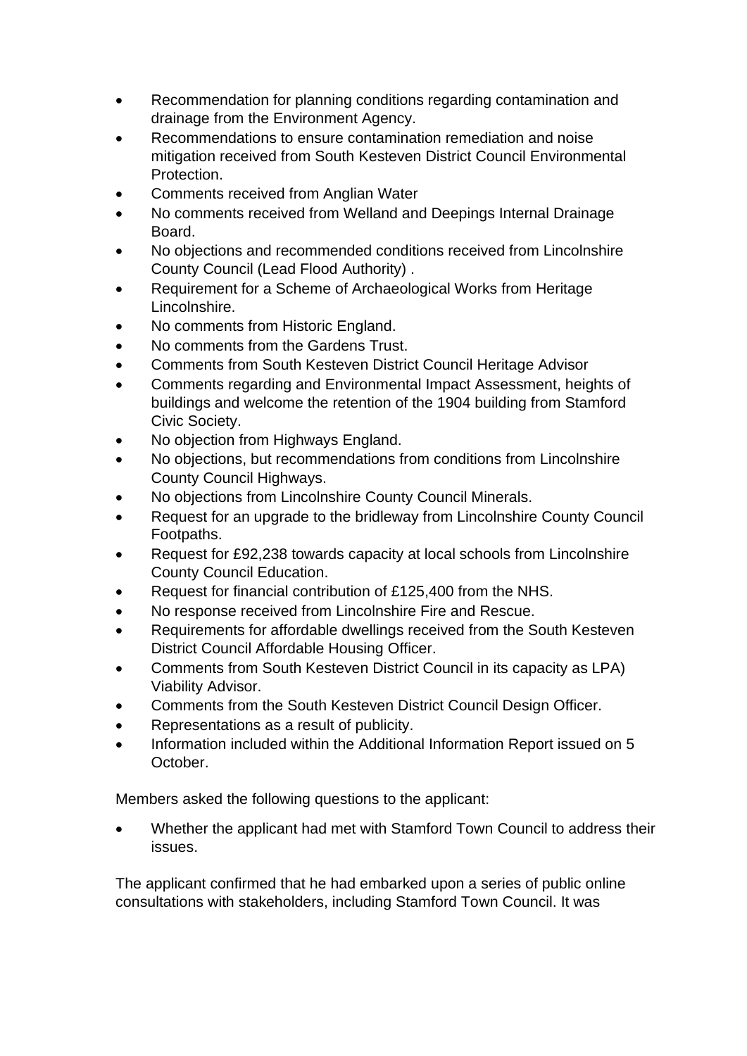- Recommendation for planning conditions regarding contamination and drainage from the Environment Agency.
- Recommendations to ensure contamination remediation and noise mitigation received from South Kesteven District Council Environmental Protection.
- Comments received from Anglian Water
- No comments received from Welland and Deepings Internal Drainage Board.
- No objections and recommended conditions received from Lincolnshire County Council (Lead Flood Authority) .
- Requirement for a Scheme of Archaeological Works from Heritage Lincolnshire.
- No comments from Historic England.
- No comments from the Gardens Trust.
- Comments from South Kesteven District Council Heritage Advisor
- Comments regarding and Environmental Impact Assessment, heights of buildings and welcome the retention of the 1904 building from Stamford Civic Society.
- No objection from Highways England.
- No objections, but recommendations from conditions from Lincolnshire County Council Highways.
- No objections from Lincolnshire County Council Minerals.
- Request for an upgrade to the bridleway from Lincolnshire County Council Footpaths.
- Request for £92,238 towards capacity at local schools from Lincolnshire County Council Education.
- Request for financial contribution of £125,400 from the NHS.
- No response received from Lincolnshire Fire and Rescue.
- Requirements for affordable dwellings received from the South Kesteven District Council Affordable Housing Officer.
- Comments from South Kesteven District Council in its capacity as LPA) Viability Advisor.
- Comments from the South Kesteven District Council Design Officer.
- Representations as a result of publicity.
- Information included within the Additional Information Report issued on 5 October.

Members asked the following questions to the applicant:

- Whether the applicant had met with Stamford Town Council to address their issues.

The applicant confirmed that he had embarked upon a series of public online consultations with stakeholders, including Stamford Town Council. It was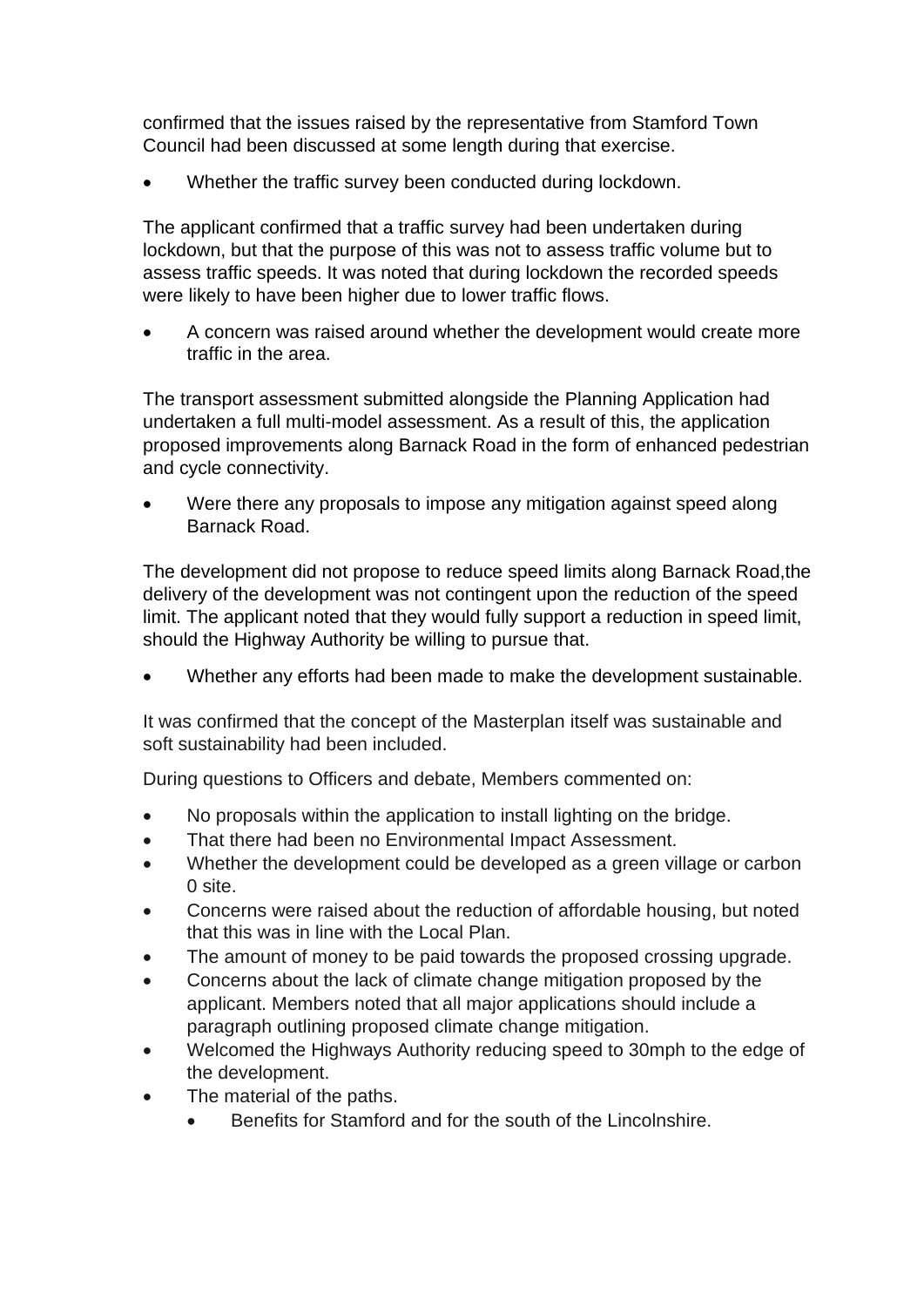confirmed that the issues raised by the representative from Stamford Town Council had been discussed at some length during that exercise.

- Whether the traffic survey been conducted during lockdown.

The applicant confirmed that a traffic survey had been undertaken during lockdown, but that the purpose of this was not to assess traffic volume but to assess traffic speeds. It was noted that during lockdown the recorded speeds were likely to have been higher due to lower traffic flows.

- A concern was raised around whether the development would create more traffic in the area.

The transport assessment submitted alongside the Planning Application had undertaken a full multi-model assessment. As a result of this, the application proposed improvements along Barnack Road in the form of enhanced pedestrian and cycle connectivity.

- Were there any proposals to impose any mitigation against speed along Barnack Road.

The development did not propose to reduce speed limits along Barnack Road,the delivery of the development was not contingent upon the reduction of the speed limit. The applicant noted that they would fully support a reduction in speed limit, should the Highway Authority be willing to pursue that.

- Whether any efforts had been made to make the development sustainable.

It was confirmed that the concept of the Masterplan itself was sustainable and soft sustainability had been included.

During questions to Officers and debate, Members commented on:

- No proposals within the application to install lighting on the bridge.
- That there had been no Environmental Impact Assessment.
- Whether the development could be developed as a green village or carbon 0 site.
- Concerns were raised about the reduction of affordable housing, but noted that this was in line with the Local Plan.
- The amount of money to be paid towards the proposed crossing upgrade.
- Concerns about the lack of climate change mitigation proposed by the applicant. Members noted that all major applications should include a paragraph outlining proposed climate change mitigation.
- Welcomed the Highways Authority reducing speed to 30mph to the edge of the development.
- The material of the paths.
    - Benefits for Stamford and for the south of the Lincolnshire.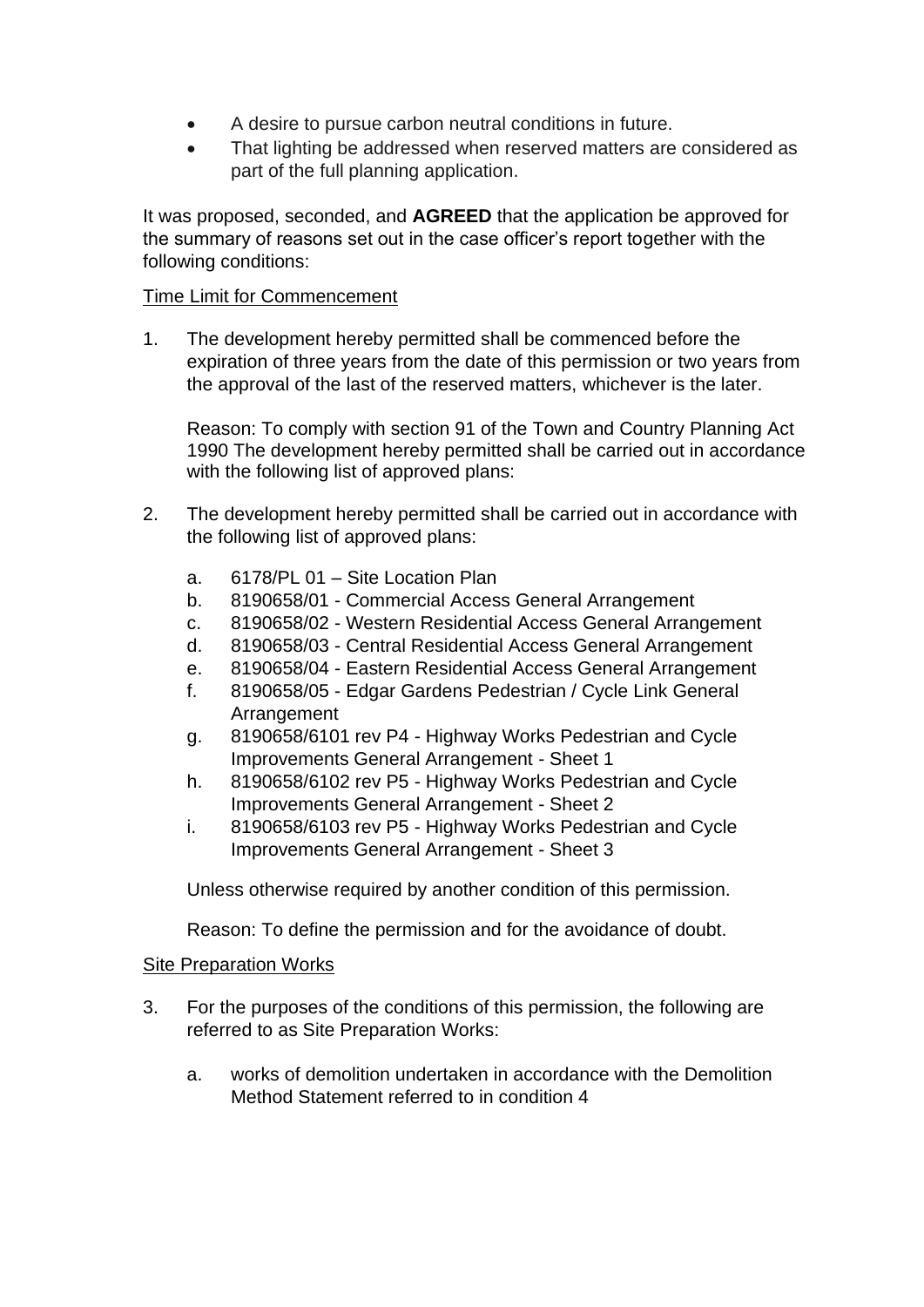- A desire to pursue carbon neutral conditions in future.
- That lighting be addressed when reserved matters are considered as part of the full planning application.

It was proposed, seconded, and **AGREED** that the application be approved for the summary of reasons set out in the case officer's report together with the following conditions:

Time Limit for Commencement

1. The development hereby permitted shall be commenced before the expiration of three years from the date of this permission or two years from the approval of the last of the reserved matters, whichever is the later.

   Reason: To comply with section 91 of the Town and Country Planning Act 1990 The development hereby permitted shall be carried out in accordance with the following list of approved plans:

2. The development hereby permitted shall be carried out in accordance with the following list of approved plans:

   a. 6178/PL 01 – Site Location Plan
   b. 8190658/01 - Commercial Access General Arrangement
   c. 8190658/02 - Western Residential Access General Arrangement
   d. 8190658/03 - Central Residential Access General Arrangement
   e. 8190658/04 - Eastern Residential Access General Arrangement
   f. 8190658/05 - Edgar Gardens Pedestrian / Cycle Link General Arrangement
   g. 8190658/6101 rev P4 - Highway Works Pedestrian and Cycle Improvements General Arrangement - Sheet 1
   h. 8190658/6102 rev P5 - Highway Works Pedestrian and Cycle Improvements General Arrangement - Sheet 2
   i. 8190658/6103 rev P5 - Highway Works Pedestrian and Cycle Improvements General Arrangement - Sheet 3

   Unless otherwise required by another condition of this permission.

   Reason: To define the permission and for the avoidance of doubt.

Site Preparation Works

3. For the purposes of the conditions of this permission, the following are referred to as Site Preparation Works:

   a. works of demolition undertaken in accordance with the Demolition Method Statement referred to in condition 4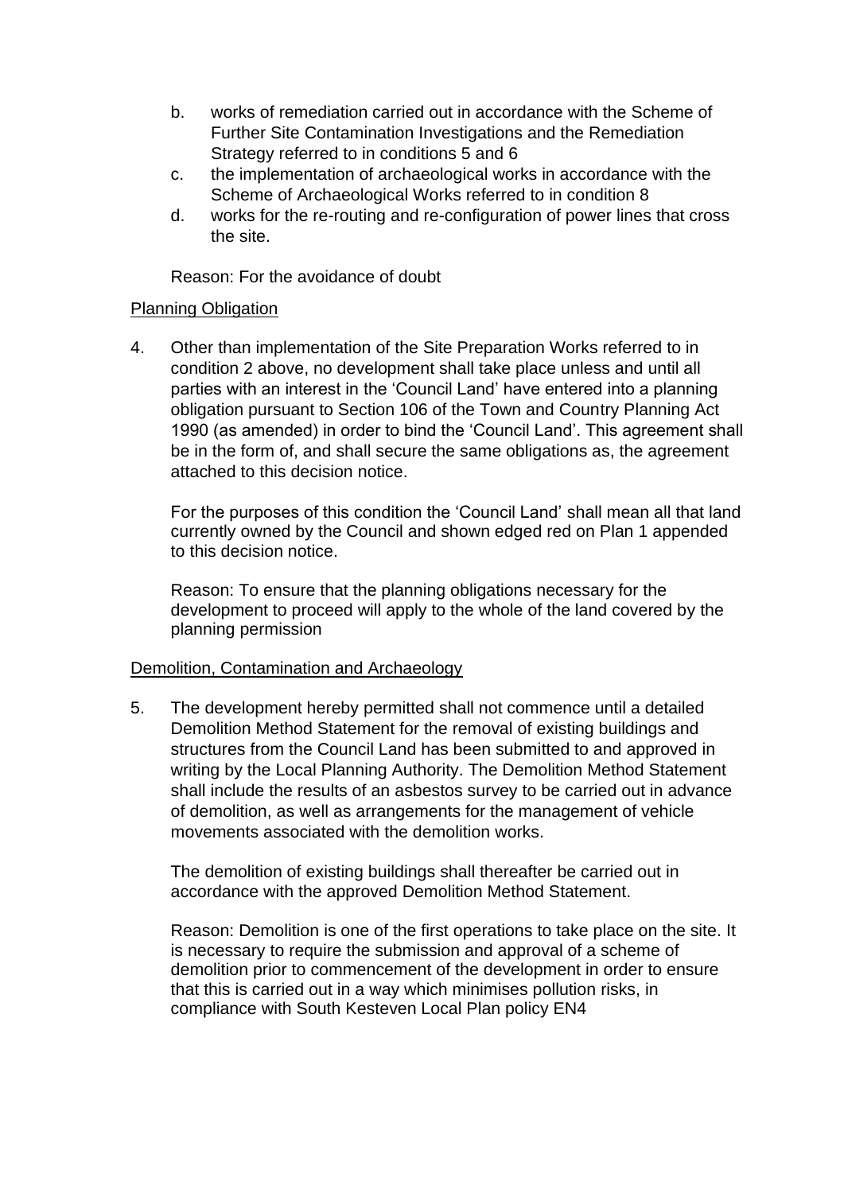b. works of remediation carried out in accordance with the Scheme of Further Site Contamination Investigations and the Remediation Strategy referred to in conditions 5 and 6
c. the implementation of archaeological works in accordance with the Scheme of Archaeological Works referred to in condition 8
d. works for the re-routing and re-configuration of power lines that cross the site.

Reason: For the avoidance of doubt

<u>Planning Obligation</u>

4. Other than implementation of the Site Preparation Works referred to in condition 2 above, no development shall take place unless and until all parties with an interest in the 'Council Land' have entered into a planning obligation pursuant to Section 106 of the Town and Country Planning Act 1990 (as amended) in order to bind the 'Council Land'. This agreement shall be in the form of, and shall secure the same obligations as, the agreement attached to this decision notice.

   For the purposes of this condition the 'Council Land' shall mean all that land currently owned by the Council and shown edged red on Plan 1 appended to this decision notice.

   Reason: To ensure that the planning obligations necessary for the development to proceed will apply to the whole of the land covered by the planning permission

<u>Demolition, Contamination and Archaeology</u>

5. The development hereby permitted shall not commence until a detailed Demolition Method Statement for the removal of existing buildings and structures from the Council Land has been submitted to and approved in writing by the Local Planning Authority. The Demolition Method Statement shall include the results of an asbestos survey to be carried out in advance of demolition, as well as arrangements for the management of vehicle movements associated with the demolition works.

   The demolition of existing buildings shall thereafter be carried out in accordance with the approved Demolition Method Statement.

   Reason: Demolition is one of the first operations to take place on the site. It is necessary to require the submission and approval of a scheme of demolition prior to commencement of the development in order to ensure that this is carried out in a way which minimises pollution risks, in compliance with South Kesteven Local Plan policy EN4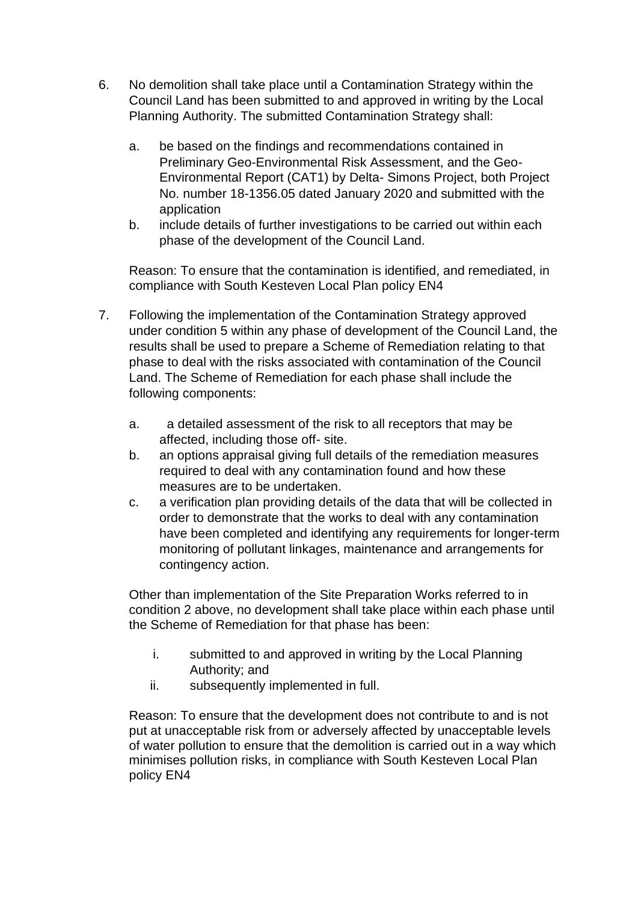6. No demolition shall take place until a Contamination Strategy within the Council Land has been submitted to and approved in writing by the Local Planning Authority. The submitted Contamination Strategy shall:

   a. be based on the findings and recommendations contained in Preliminary Geo-Environmental Risk Assessment, and the Geo-Environmental Report (CAT1) by Delta- Simons Project, both Project No. number 18-1356.05 dated January 2020 and submitted with the application
   b. include details of further investigations to be carried out within each phase of the development of the Council Land.

   Reason: To ensure that the contamination is identified, and remediated, in compliance with South Kesteven Local Plan policy EN4

7. Following the implementation of the Contamination Strategy approved under condition 5 within any phase of development of the Council Land, the results shall be used to prepare a Scheme of Remediation relating to that phase to deal with the risks associated with contamination of the Council Land. The Scheme of Remediation for each phase shall include the following components:

   a. a detailed assessment of the risk to all receptors that may be affected, including those off- site.
   b. an options appraisal giving full details of the remediation measures required to deal with any contamination found and how these measures are to be undertaken.
   c. a verification plan providing details of the data that will be collected in order to demonstrate that the works to deal with any contamination have been completed and identifying any requirements for longer-term monitoring of pollutant linkages, maintenance and arrangements for contingency action.

   Other than implementation of the Site Preparation Works referred to in condition 2 above, no development shall take place within each phase until the Scheme of Remediation for that phase has been:

   i. submitted to and approved in writing by the Local Planning Authority; and
   ii. subsequently implemented in full.

   Reason: To ensure that the development does not contribute to and is not put at unacceptable risk from or adversely affected by unacceptable levels of water pollution to ensure that the demolition is carried out in a way which minimises pollution risks, in compliance with South Kesteven Local Plan policy EN4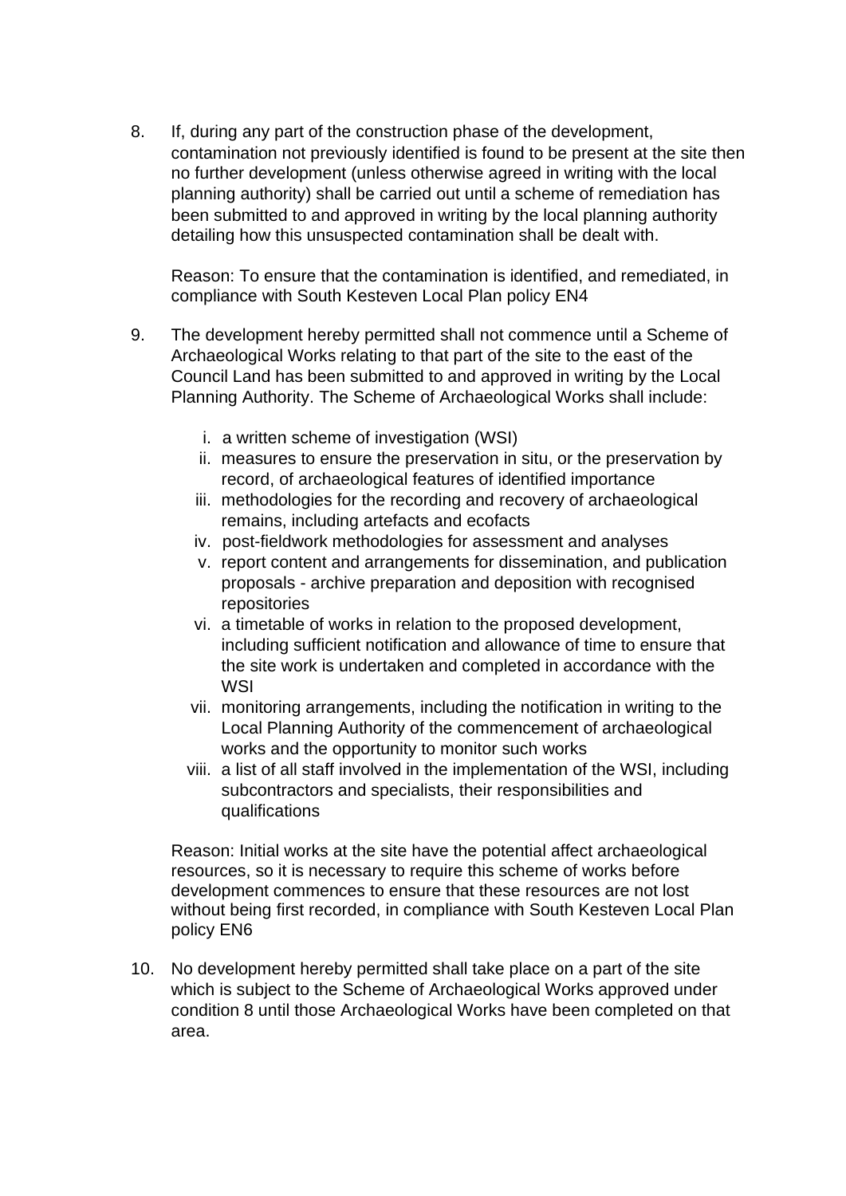8. If, during any part of the construction phase of the development, contamination not previously identified is found to be present at the site then no further development (unless otherwise agreed in writing with the local planning authority) shall be carried out until a scheme of remediation has been submitted to and approved in writing by the local planning authority detailing how this unsuspected contamination shall be dealt with.

   Reason: To ensure that the contamination is identified, and remediated, in compliance with South Kesteven Local Plan policy EN4

9. The development hereby permitted shall not commence until a Scheme of Archaeological Works relating to that part of the site to the east of the Council Land has been submitted to and approved in writing by the Local Planning Authority. The Scheme of Archaeological Works shall include:

   i. a written scheme of investigation (WSI)
   ii. measures to ensure the preservation in situ, or the preservation by record, of archaeological features of identified importance
   iii. methodologies for the recording and recovery of archaeological remains, including artefacts and ecofacts
   iv. post-fieldwork methodologies for assessment and analyses
   v. report content and arrangements for dissemination, and publication proposals - archive preparation and deposition with recognised repositories
   vi. a timetable of works in relation to the proposed development, including sufficient notification and allowance of time to ensure that the site work is undertaken and completed in accordance with the WSI
   vii. monitoring arrangements, including the notification in writing to the Local Planning Authority of the commencement of archaeological works and the opportunity to monitor such works
   viii. a list of all staff involved in the implementation of the WSI, including subcontractors and specialists, their responsibilities and qualifications

   Reason: Initial works at the site have the potential affect archaeological resources, so it is necessary to require this scheme of works before development commences to ensure that these resources are not lost without being first recorded, in compliance with South Kesteven Local Plan policy EN6

10. No development hereby permitted shall take place on a part of the site which is subject to the Scheme of Archaeological Works approved under condition 8 until those Archaeological Works have been completed on that area.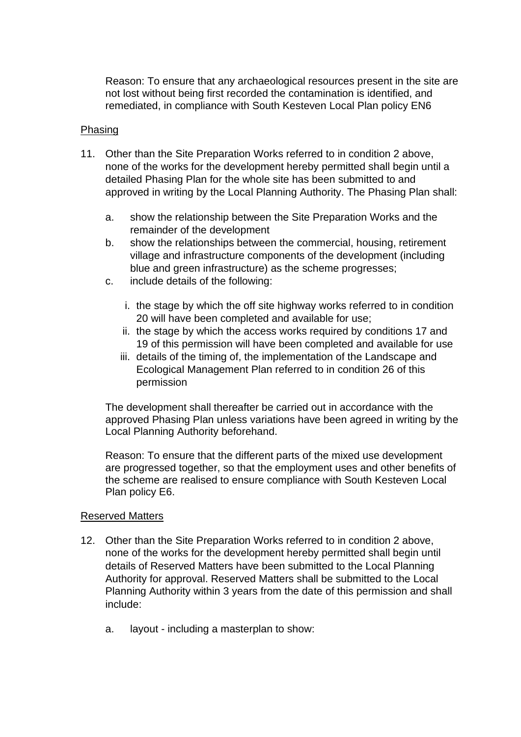Reason: To ensure that any archaeological resources present in the site are not lost without being first recorded the contamination is identified, and remediated, in compliance with South Kesteven Local Plan policy EN6

Phasing

11. Other than the Site Preparation Works referred to in condition 2 above, none of the works for the development hereby permitted shall begin until a detailed Phasing Plan for the whole site has been submitted to and approved in writing by the Local Planning Authority. The Phasing Plan shall:

    a. show the relationship between the Site Preparation Works and the remainder of the development
    b. show the relationships between the commercial, housing, retirement village and infrastructure components of the development (including blue and green infrastructure) as the scheme progresses;
    c. include details of the following:

        i. the stage by which the off site highway works referred to in condition 20 will have been completed and available for use;
        ii. the stage by which the access works required by conditions 17 and 19 of this permission will have been completed and available for use
        iii. details of the timing of, the implementation of the Landscape and Ecological Management Plan referred to in condition 26 of this permission

    The development shall thereafter be carried out in accordance with the approved Phasing Plan unless variations have been agreed in writing by the Local Planning Authority beforehand.

    Reason: To ensure that the different parts of the mixed use development are progressed together, so that the employment uses and other benefits of the scheme are realised to ensure compliance with South Kesteven Local Plan policy E6.

Reserved Matters

12. Other than the Site Preparation Works referred to in condition 2 above, none of the works for the development hereby permitted shall begin until details of Reserved Matters have been submitted to the Local Planning Authority for approval. Reserved Matters shall be submitted to the Local Planning Authority within 3 years from the date of this permission and shall include:

    a. layout - including a masterplan to show: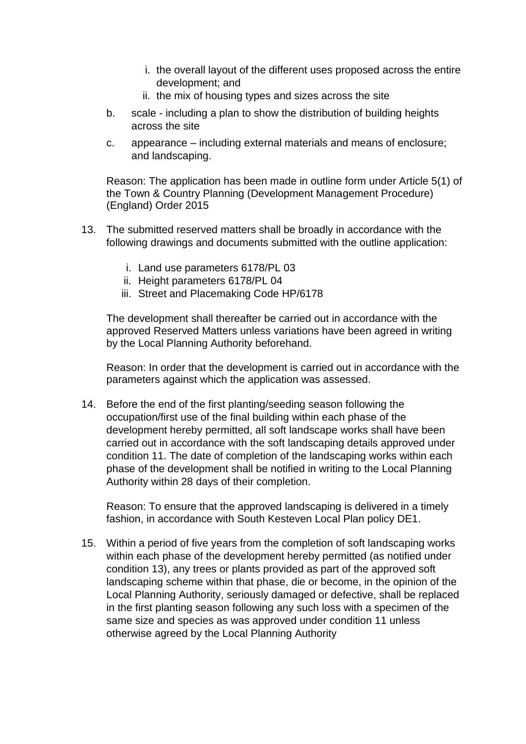i. the overall layout of the different uses proposed across the entire development; and
   ii. the mix of housing types and sizes across the site

b. scale - including a plan to show the distribution of building heights across the site

c. appearance – including external materials and means of enclosure; and landscaping.

Reason: The application has been made in outline form under Article 5(1) of the Town & Country Planning (Development Management Procedure) (England) Order 2015

13. The submitted reserved matters shall be broadly in accordance with the following drawings and documents submitted with the outline application:

    i. Land use parameters 6178/PL 03
    ii. Height parameters 6178/PL 04
    iii. Street and Placemaking Code HP/6178

    The development shall thereafter be carried out in accordance with the approved Reserved Matters unless variations have been agreed in writing by the Local Planning Authority beforehand.

    Reason: In order that the development is carried out in accordance with the parameters against which the application was assessed.

14. Before the end of the first planting/seeding season following the occupation/first use of the final building within each phase of the development hereby permitted, all soft landscape works shall have been carried out in accordance with the soft landscaping details approved under condition 11. The date of completion of the landscaping works within each phase of the development shall be notified in writing to the Local Planning Authority within 28 days of their completion.

    Reason: To ensure that the approved landscaping is delivered in a timely fashion, in accordance with South Kesteven Local Plan policy DE1.

15. Within a period of five years from the completion of soft landscaping works within each phase of the development hereby permitted (as notified under condition 13), any trees or plants provided as part of the approved soft landscaping scheme within that phase, die or become, in the opinion of the Local Planning Authority, seriously damaged or defective, shall be replaced in the first planting season following any such loss with a specimen of the same size and species as was approved under condition 11 unless otherwise agreed by the Local Planning Authority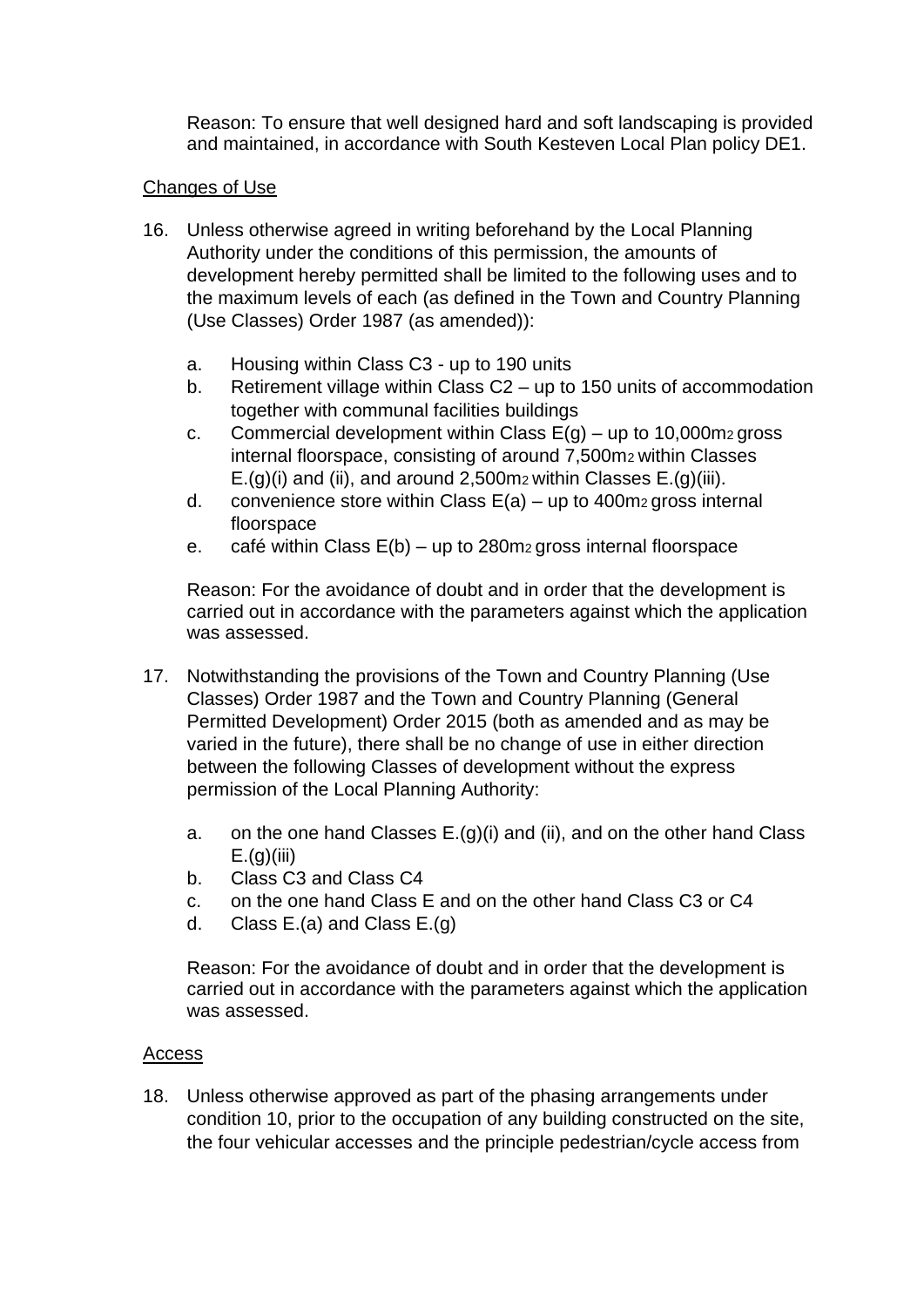Reason: To ensure that well designed hard and soft landscaping is provided and maintained, in accordance with South Kesteven Local Plan policy DE1.

Changes of Use

16. Unless otherwise agreed in writing beforehand by the Local Planning Authority under the conditions of this permission, the amounts of development hereby permitted shall be limited to the following uses and to the maximum levels of each (as defined in the Town and Country Planning (Use Classes) Order 1987 (as amended)):

    a. Housing within Class C3 - up to 190 units
    b. Retirement village within Class C2 – up to 150 units of accommodation together with communal facilities buildings
    c. Commercial development within Class E(g) – up to 10,000$m^2$ gross internal floorspace, consisting of around 7,500$m^2$ within Classes E.(g)(i) and (ii), and around 2,500$m^2$ within Classes E.(g)(iii).
    d. convenience store within Class E(a) – up to 400$m^2$ gross internal floorspace
    e. café within Class E(b) – up to 280$m^2$ gross internal floorspace

    Reason: For the avoidance of doubt and in order that the development is carried out in accordance with the parameters against which the application was assessed.

17. Notwithstanding the provisions of the Town and Country Planning (Use Classes) Order 1987 and the Town and Country Planning (General Permitted Development) Order 2015 (both as amended and as may be varied in the future), there shall be no change of use in either direction between the following Classes of development without the express permission of the Local Planning Authority:

    a. on the one hand Classes E.(g)(i) and (ii), and on the other hand Class E.(g)(iii)
    b. Class C3 and Class C4
    c. on the one hand Class E and on the other hand Class C3 or C4
    d. Class E.(a) and Class E.(g)

    Reason: For the avoidance of doubt and in order that the development is carried out in accordance with the parameters against which the application was assessed.

Access

18. Unless otherwise approved as part of the phasing arrangements under condition 10, prior to the occupation of any building constructed on the site, the four vehicular accesses and the principle pedestrian/cycle access from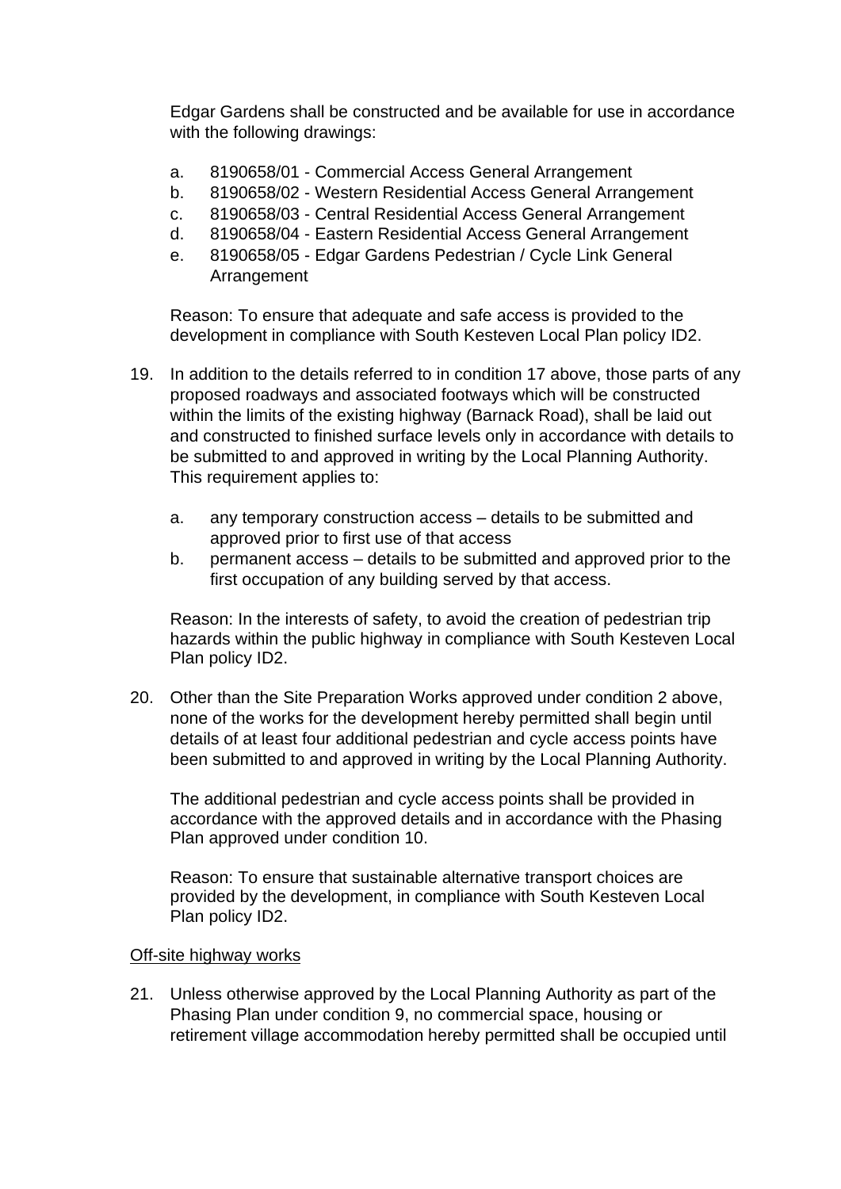Edgar Gardens shall be constructed and be available for use in accordance with the following drawings:

a. 8190658/01 - Commercial Access General Arrangement
b. 8190658/02 - Western Residential Access General Arrangement
c. 8190658/03 - Central Residential Access General Arrangement
d. 8190658/04 - Eastern Residential Access General Arrangement
e. 8190658/05 - Edgar Gardens Pedestrian / Cycle Link General Arrangement

Reason: To ensure that adequate and safe access is provided to the development in compliance with South Kesteven Local Plan policy ID2.

19. In addition to the details referred to in condition 17 above, those parts of any proposed roadways and associated footways which will be constructed within the limits of the existing highway (Barnack Road), shall be laid out and constructed to finished surface levels only in accordance with details to be submitted to and approved in writing by the Local Planning Authority. This requirement applies to:

    a. any temporary construction access – details to be submitted and approved prior to first use of that access
    b. permanent access – details to be submitted and approved prior to the first occupation of any building served by that access.

    Reason: In the interests of safety, to avoid the creation of pedestrian trip hazards within the public highway in compliance with South Kesteven Local Plan policy ID2.

20. Other than the Site Preparation Works approved under condition 2 above, none of the works for the development hereby permitted shall begin until details of at least four additional pedestrian and cycle access points have been submitted to and approved in writing by the Local Planning Authority.

    The additional pedestrian and cycle access points shall be provided in accordance with the approved details and in accordance with the Phasing Plan approved under condition 10.

    Reason: To ensure that sustainable alternative transport choices are provided by the development, in compliance with South Kesteven Local Plan policy ID2.

<u>Off-site highway works</u>

21. Unless otherwise approved by the Local Planning Authority as part of the Phasing Plan under condition 9, no commercial space, housing or retirement village accommodation hereby permitted shall be occupied until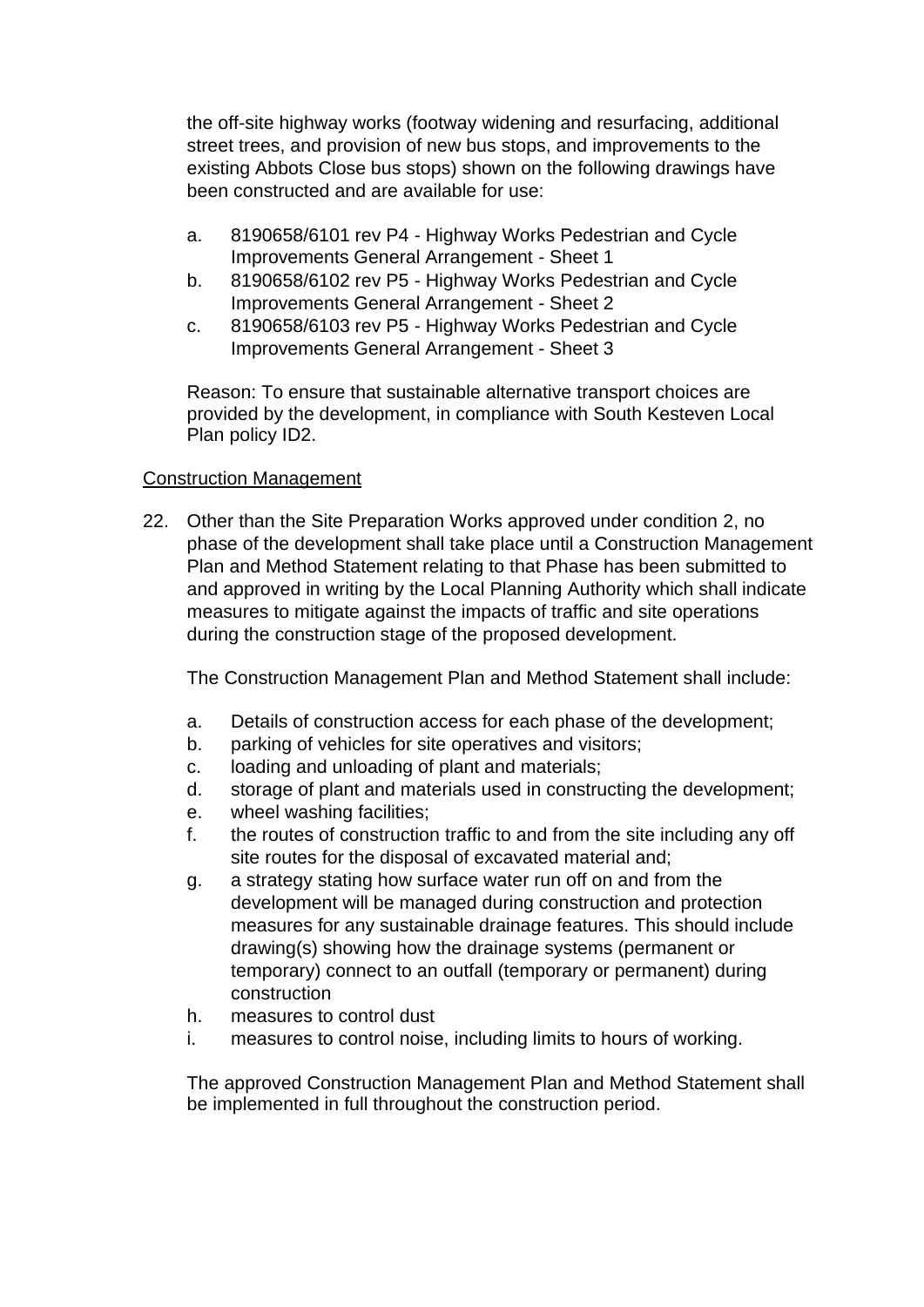the off-site highway works (footway widening and resurfacing, additional street trees, and provision of new bus stops, and improvements to the existing Abbots Close bus stops) shown on the following drawings have been constructed and are available for use:

a. 8190658/6101 rev P4 - Highway Works Pedestrian and Cycle Improvements General Arrangement - Sheet 1
b. 8190658/6102 rev P5 - Highway Works Pedestrian and Cycle Improvements General Arrangement - Sheet 2
c. 8190658/6103 rev P5 - Highway Works Pedestrian and Cycle Improvements General Arrangement - Sheet 3

Reason: To ensure that sustainable alternative transport choices are provided by the development, in compliance with South Kesteven Local Plan policy ID2.

<u>Construction Management</u>

22. Other than the Site Preparation Works approved under condition 2, no phase of the development shall take place until a Construction Management Plan and Method Statement relating to that Phase has been submitted to and approved in writing by the Local Planning Authority which shall indicate measures to mitigate against the impacts of traffic and site operations during the construction stage of the proposed development.

    The Construction Management Plan and Method Statement shall include:

    a. Details of construction access for each phase of the development;
    b. parking of vehicles for site operatives and visitors;
    c. loading and unloading of plant and materials;
    d. storage of plant and materials used in constructing the development;
    e. wheel washing facilities;
    f. the routes of construction traffic to and from the site including any off site routes for the disposal of excavated material and;
    g. a strategy stating how surface water run off on and from the development will be managed during construction and protection measures for any sustainable drainage features. This should include drawing(s) showing how the drainage systems (permanent or temporary) connect to an outfall (temporary or permanent) during construction
    h. measures to control dust
    i. measures to control noise, including limits to hours of working.

    The approved Construction Management Plan and Method Statement shall be implemented in full throughout the construction period.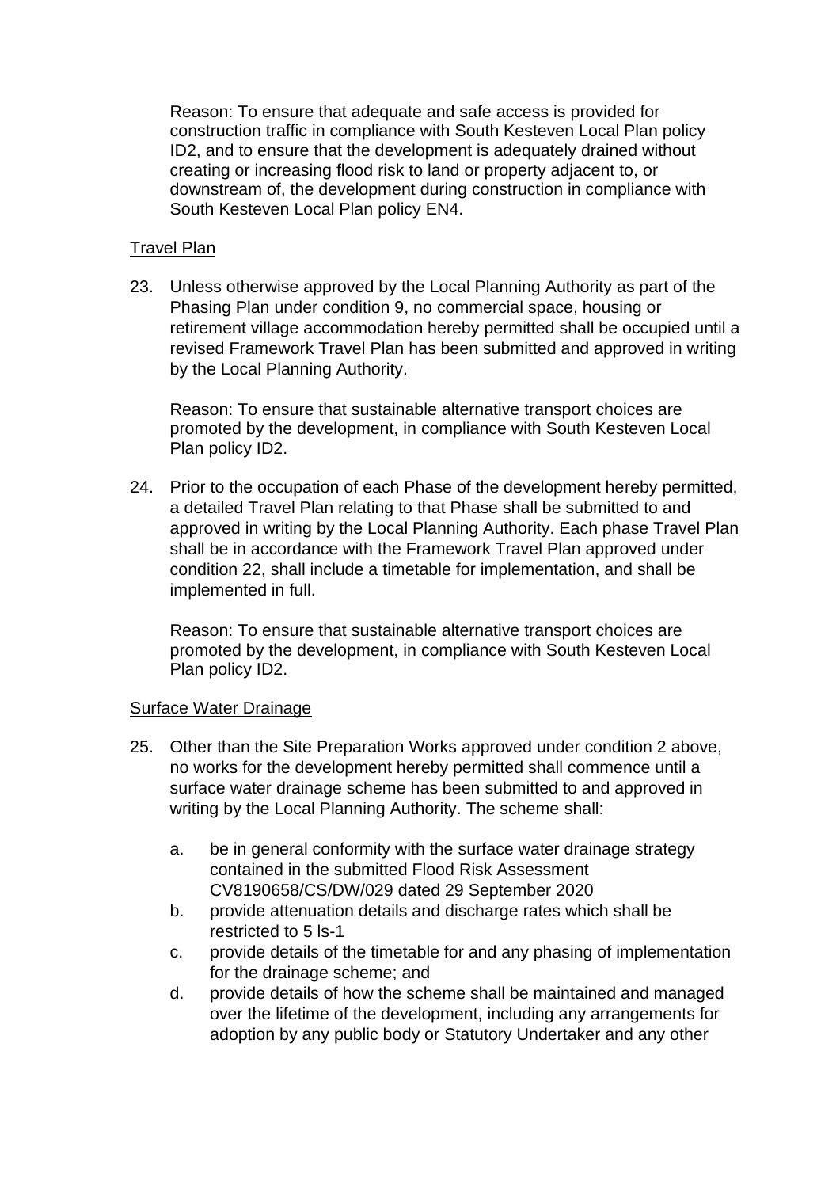Reason: To ensure that adequate and safe access is provided for construction traffic in compliance with South Kesteven Local Plan policy ID2, and to ensure that the development is adequately drained without creating or increasing flood risk to land or property adjacent to, or downstream of, the development during construction in compliance with South Kesteven Local Plan policy EN4.

<u>Travel Plan</u>

23. Unless otherwise approved by the Local Planning Authority as part of the Phasing Plan under condition 9, no commercial space, housing or retirement village accommodation hereby permitted shall be occupied until a revised Framework Travel Plan has been submitted and approved in writing by the Local Planning Authority.

    Reason: To ensure that sustainable alternative transport choices are promoted by the development, in compliance with South Kesteven Local Plan policy ID2.

24. Prior to the occupation of each Phase of the development hereby permitted, a detailed Travel Plan relating to that Phase shall be submitted to and approved in writing by the Local Planning Authority. Each phase Travel Plan shall be in accordance with the Framework Travel Plan approved under condition 22, shall include a timetable for implementation, and shall be implemented in full.

    Reason: To ensure that sustainable alternative transport choices are promoted by the development, in compliance with South Kesteven Local Plan policy ID2.

<u>Surface Water Drainage</u>

25. Other than the Site Preparation Works approved under condition 2 above, no works for the development hereby permitted shall commence until a surface water drainage scheme has been submitted to and approved in writing by the Local Planning Authority. The scheme shall:

    a. be in general conformity with the surface water drainage strategy contained in the submitted Flood Risk Assessment CV8190658/CS/DW/029 dated 29 September 2020
    b. provide attenuation details and discharge rates which shall be restricted to 5 ls-1
    c. provide details of the timetable for and any phasing of implementation for the drainage scheme; and
    d. provide details of how the scheme shall be maintained and managed over the lifetime of the development, including any arrangements for adoption by any public body or Statutory Undertaker and any other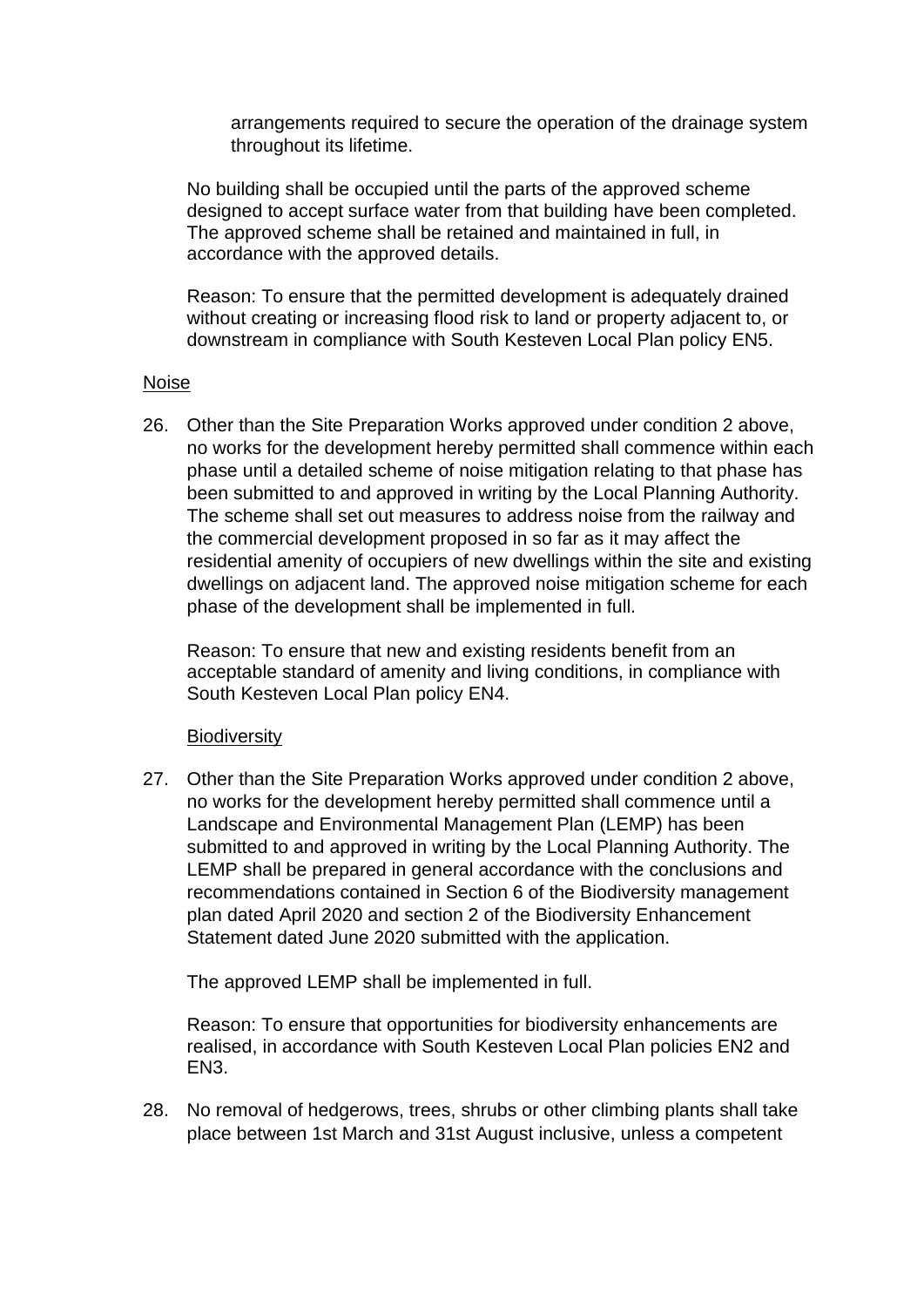arrangements required to secure the operation of the drainage system throughout its lifetime.

No building shall be occupied until the parts of the approved scheme designed to accept surface water from that building have been completed. The approved scheme shall be retained and maintained in full, in accordance with the approved details.

Reason: To ensure that the permitted development is adequately drained without creating or increasing flood risk to land or property adjacent to, or downstream in compliance with South Kesteven Local Plan policy EN5.

<u>Noise</u>

26. Other than the Site Preparation Works approved under condition 2 above, no works for the development hereby permitted shall commence within each phase until a detailed scheme of noise mitigation relating to that phase has been submitted to and approved in writing by the Local Planning Authority. The scheme shall set out measures to address noise from the railway and the commercial development proposed in so far as it may affect the residential amenity of occupiers of new dwellings within the site and existing dwellings on adjacent land. The approved noise mitigation scheme for each phase of the development shall be implemented in full.

    Reason: To ensure that new and existing residents benefit from an acceptable standard of amenity and living conditions, in compliance with South Kesteven Local Plan policy EN4.

<u>Biodiversity</u>

27. Other than the Site Preparation Works approved under condition 2 above, no works for the development hereby permitted shall commence until a Landscape and Environmental Management Plan (LEMP) has been submitted to and approved in writing by the Local Planning Authority. The LEMP shall be prepared in general accordance with the conclusions and recommendations contained in Section 6 of the Biodiversity management plan dated April 2020 and section 2 of the Biodiversity Enhancement Statement dated June 2020 submitted with the application.

    The approved LEMP shall be implemented in full.

    Reason: To ensure that opportunities for biodiversity enhancements are realised, in accordance with South Kesteven Local Plan policies EN2 and EN3.

28. No removal of hedgerows, trees, shrubs or other climbing plants shall take place between 1st March and 31st August inclusive, unless a competent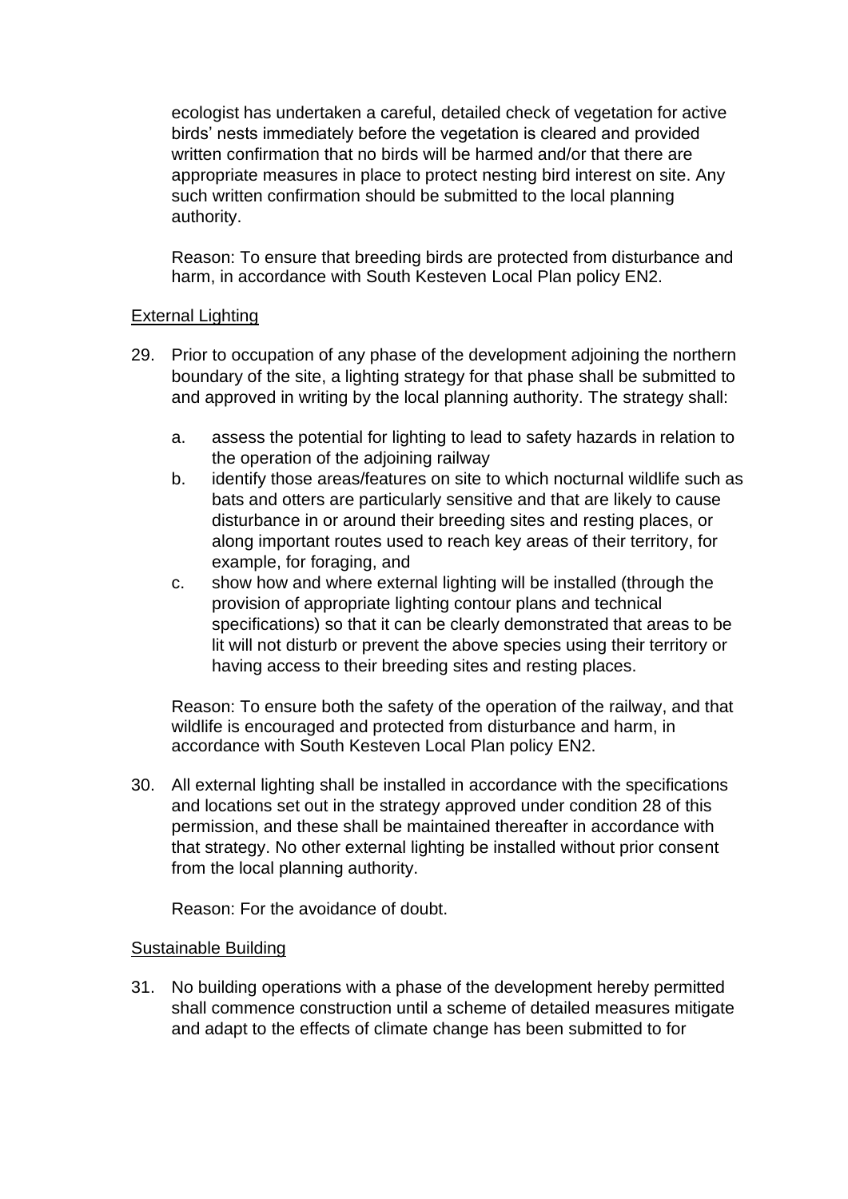ecologist has undertaken a careful, detailed check of vegetation for active birds' nests immediately before the vegetation is cleared and provided written confirmation that no birds will be harmed and/or that there are appropriate measures in place to protect nesting bird interest on site. Any such written confirmation should be submitted to the local planning authority.

Reason: To ensure that breeding birds are protected from disturbance and harm, in accordance with South Kesteven Local Plan policy EN2.

External Lighting

29. Prior to occupation of any phase of the development adjoining the northern boundary of the site, a lighting strategy for that phase shall be submitted to and approved in writing by the local planning authority. The strategy shall:

    a. assess the potential for lighting to lead to safety hazards in relation to the operation of the adjoining railway
    b. identify those areas/features on site to which nocturnal wildlife such as bats and otters are particularly sensitive and that are likely to cause disturbance in or around their breeding sites and resting places, or along important routes used to reach key areas of their territory, for example, for foraging, and
    c. show how and where external lighting will be installed (through the provision of appropriate lighting contour plans and technical specifications) so that it can be clearly demonstrated that areas to be lit will not disturb or prevent the above species using their territory or having access to their breeding sites and resting places.

    Reason: To ensure both the safety of the operation of the railway, and that wildlife is encouraged and protected from disturbance and harm, in accordance with South Kesteven Local Plan policy EN2.

30. All external lighting shall be installed in accordance with the specifications and locations set out in the strategy approved under condition 28 of this permission, and these shall be maintained thereafter in accordance with that strategy. No other external lighting be installed without prior consent from the local planning authority.

    Reason: For the avoidance of doubt.

Sustainable Building

31. No building operations with a phase of the development hereby permitted shall commence construction until a scheme of detailed measures mitigate and adapt to the effects of climate change has been submitted to for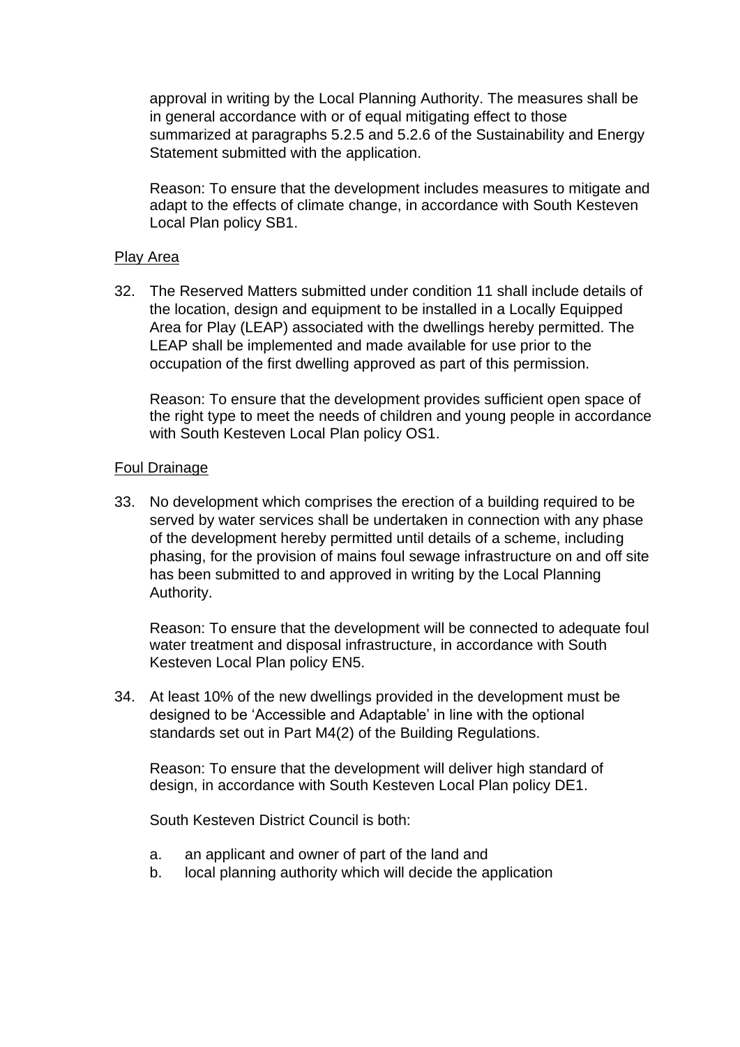approval in writing by the Local Planning Authority. The measures shall be in general accordance with or of equal mitigating effect to those summarized at paragraphs 5.2.5 and 5.2.6 of the Sustainability and Energy Statement submitted with the application.

Reason: To ensure that the development includes measures to mitigate and adapt to the effects of climate change, in accordance with South Kesteven Local Plan policy SB1.

Play Area

32. The Reserved Matters submitted under condition 11 shall include details of the location, design and equipment to be installed in a Locally Equipped Area for Play (LEAP) associated with the dwellings hereby permitted. The LEAP shall be implemented and made available for use prior to the occupation of the first dwelling approved as part of this permission.

    Reason: To ensure that the development provides sufficient open space of the right type to meet the needs of children and young people in accordance with South Kesteven Local Plan policy OS1.

Foul Drainage

33. No development which comprises the erection of a building required to be served by water services shall be undertaken in connection with any phase of the development hereby permitted until details of a scheme, including phasing, for the provision of mains foul sewage infrastructure on and off site has been submitted to and approved in writing by the Local Planning Authority.

    Reason: To ensure that the development will be connected to adequate foul water treatment and disposal infrastructure, in accordance with South Kesteven Local Plan policy EN5.

34. At least 10% of the new dwellings provided in the development must be designed to be 'Accessible and Adaptable' in line with the optional standards set out in Part M4(2) of the Building Regulations.

    Reason: To ensure that the development will deliver high standard of design, in accordance with South Kesteven Local Plan policy DE1.

    South Kesteven District Council is both:

    a. an applicant and owner of part of the land and
    b. local planning authority which will decide the application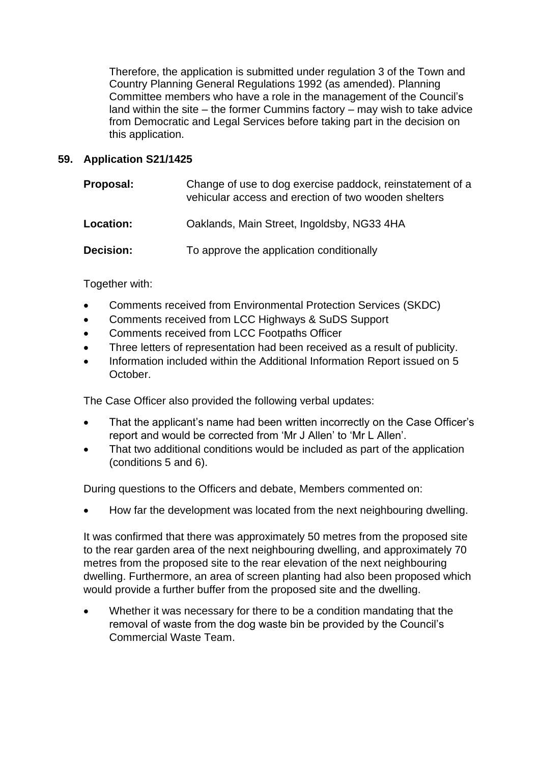Therefore, the application is submitted under regulation 3 of the Town and Country Planning General Regulations 1992 (as amended). Planning Committee members who have a role in the management of the Council's land within the site – the former Cummins factory – may wish to take advice from Democratic and Legal Services before taking part in the decision on this application.

## 59. Application S21/1425

| | |
|---|---|
| **Proposal:** | Change of use to dog exercise paddock, reinstatement of a vehicular access and erection of two wooden shelters |
| **Location:** | Oaklands, Main Street, Ingoldsby, NG33 4HA |
| **Decision:** | To approve the application conditionally |

Together with:

- Comments received from Environmental Protection Services (SKDC)
- Comments received from LCC Highways & SuDS Support
- Comments received from LCC Footpaths Officer
- Three letters of representation had been received as a result of publicity.
- Information included within the Additional Information Report issued on 5 October.

The Case Officer also provided the following verbal updates:

- That the applicant's name had been written incorrectly on the Case Officer's report and would be corrected from 'Mr J Allen' to 'Mr L Allen'.
- That two additional conditions would be included as part of the application (conditions 5 and 6).

During questions to the Officers and debate, Members commented on:

- How far the development was located from the next neighbouring dwelling.

It was confirmed that there was approximately 50 metres from the proposed site to the rear garden area of the next neighbouring dwelling, and approximately 70 metres from the proposed site to the rear elevation of the next neighbouring dwelling. Furthermore, an area of screen planting had also been proposed which would provide a further buffer from the proposed site and the dwelling.

- Whether it was necessary for there to be a condition mandating that the removal of waste from the dog waste bin be provided by the Council's Commercial Waste Team.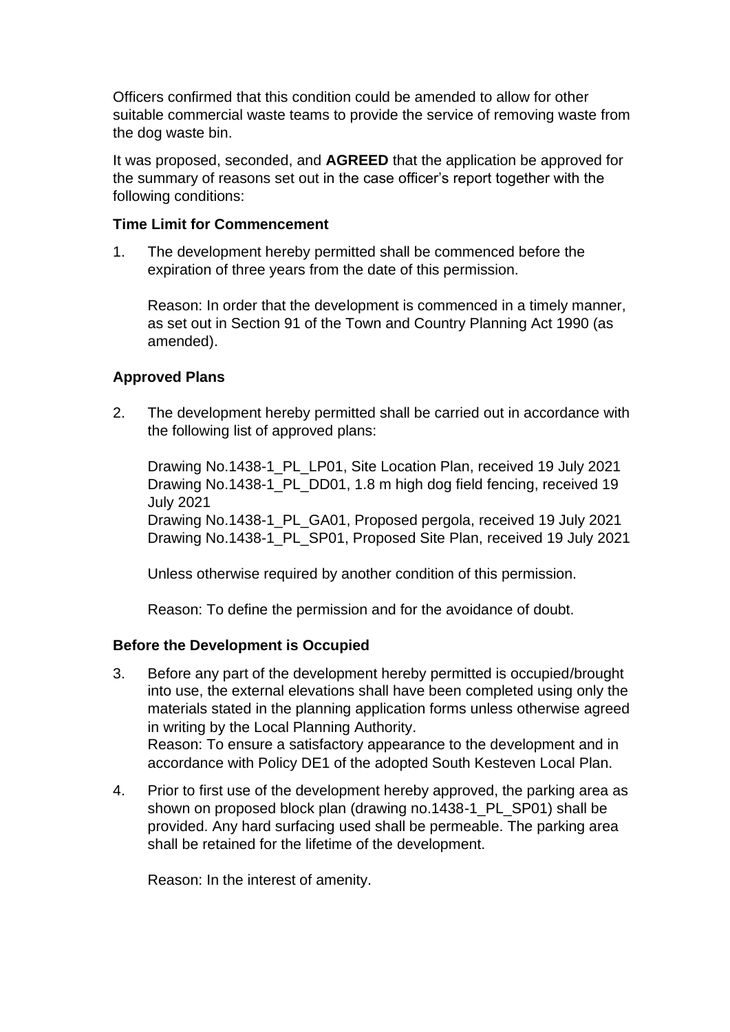Officers confirmed that this condition could be amended to allow for other suitable commercial waste teams to provide the service of removing waste from the dog waste bin.

It was proposed, seconded, and **AGREED** that the application be approved for the summary of reasons set out in the case officer's report together with the following conditions:

**Time Limit for Commencement**

1. The development hereby permitted shall be commenced before the expiration of three years from the date of this permission.

   Reason: In order that the development is commenced in a timely manner, as set out in Section 91 of the Town and Country Planning Act 1990 (as amended).

**Approved Plans**

2. The development hereby permitted shall be carried out in accordance with the following list of approved plans:

   Drawing No.1438-1_PL_LP01, Site Location Plan, received 19 July 2021
   Drawing No.1438-1_PL_DD01, 1.8 m high dog field fencing, received 19 July 2021
   Drawing No.1438-1_PL_GA01, Proposed pergola, received 19 July 2021
   Drawing No.1438-1_PL_SP01, Proposed Site Plan, received 19 July 2021

   Unless otherwise required by another condition of this permission.

   Reason: To define the permission and for the avoidance of doubt.

**Before the Development is Occupied**

3. Before any part of the development hereby permitted is occupied/brought into use, the external elevations shall have been completed using only the materials stated in the planning application forms unless otherwise agreed in writing by the Local Planning Authority.
   Reason: To ensure a satisfactory appearance to the development and in accordance with Policy DE1 of the adopted South Kesteven Local Plan.

4. Prior to first use of the development hereby approved, the parking area as shown on proposed block plan (drawing no.1438-1_PL_SP01) shall be provided. Any hard surfacing used shall be permeable. The parking area shall be retained for the lifetime of the development.

   Reason: In the interest of amenity.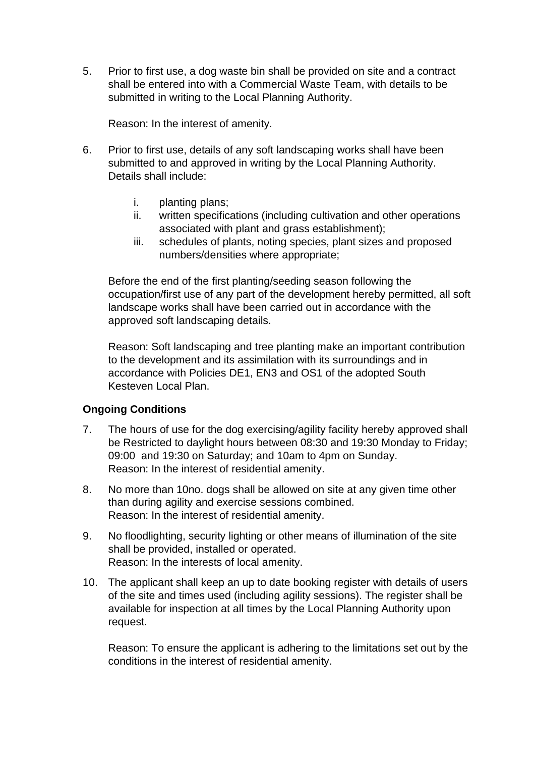5. Prior to first use, a dog waste bin shall be provided on site and a contract shall be entered into with a Commercial Waste Team, with details to be submitted in writing to the Local Planning Authority.

   Reason: In the interest of amenity.

6. Prior to first use, details of any soft landscaping works shall have been submitted to and approved in writing by the Local Planning Authority. Details shall include:

   i. planting plans;
   ii. written specifications (including cultivation and other operations associated with plant and grass establishment);
   iii. schedules of plants, noting species, plant sizes and proposed numbers/densities where appropriate;

   Before the end of the first planting/seeding season following the occupation/first use of any part of the development hereby permitted, all soft landscape works shall have been carried out in accordance with the approved soft landscaping details.

   Reason: Soft landscaping and tree planting make an important contribution to the development and its assimilation with its surroundings and in accordance with Policies DE1, EN3 and OS1 of the adopted South Kesteven Local Plan.

**Ongoing Conditions**

7. The hours of use for the dog exercising/agility facility hereby approved shall be Restricted to daylight hours between 08:30 and 19:30 Monday to Friday; 09:00 and 19:30 on Saturday; and 10am to 4pm on Sunday.
   Reason: In the interest of residential amenity.

8. No more than 10no. dogs shall be allowed on site at any given time other than during agility and exercise sessions combined.
   Reason: In the interest of residential amenity.

9. No floodlighting, security lighting or other means of illumination of the site shall be provided, installed or operated.
   Reason: In the interests of local amenity.

10. The applicant shall keep an up to date booking register with details of users of the site and times used (including agility sessions). The register shall be available for inspection at all times by the Local Planning Authority upon request.

    Reason: To ensure the applicant is adhering to the limitations set out by the conditions in the interest of residential amenity.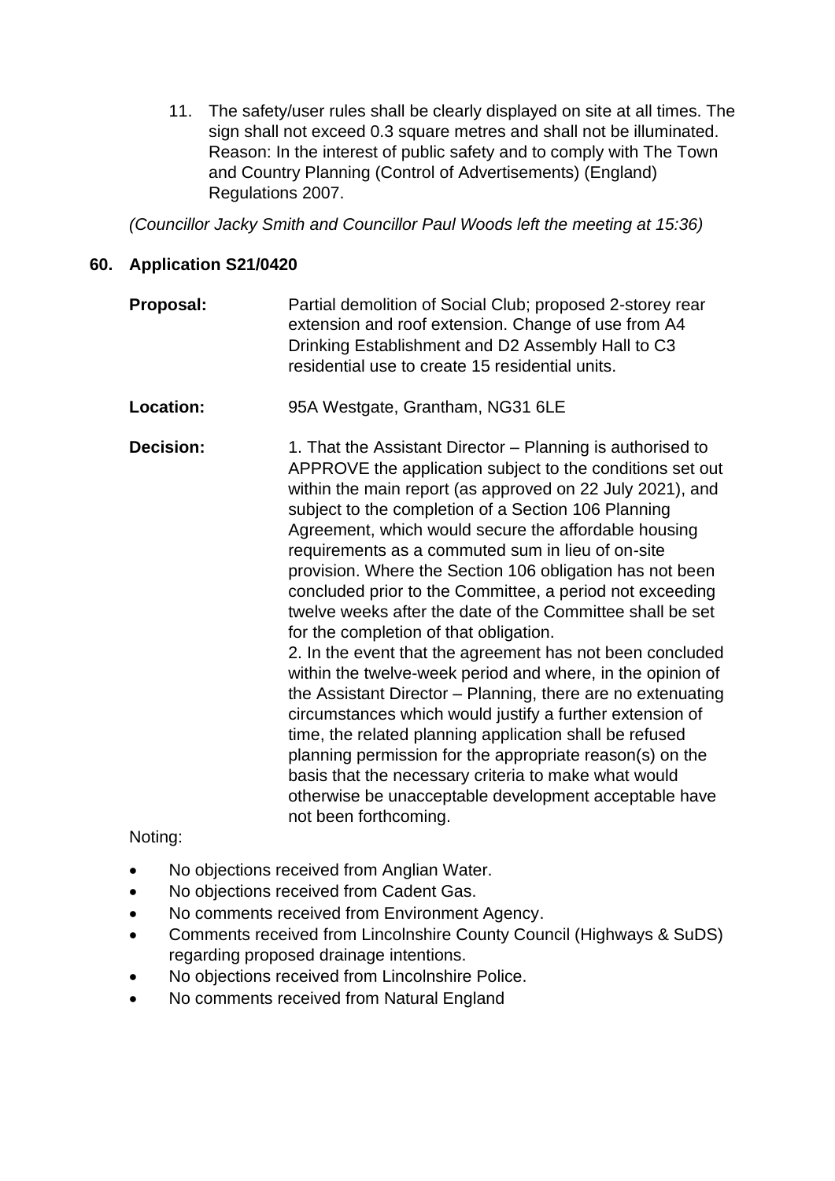11. The safety/user rules shall be clearly displayed on site at all times. The sign shall not exceed 0.3 square metres and shall not be illuminated. Reason: In the interest of public safety and to comply with The Town and Country Planning (Control of Advertisements) (England) Regulations 2007.

*(Councillor Jacky Smith and Councillor Paul Woods left the meeting at 15:36)*

## 60. Application S21/0420

**Proposal:** Partial demolition of Social Club; proposed 2-storey rear extension and roof extension. Change of use from A4 Drinking Establishment and D2 Assembly Hall to C3 residential use to create 15 residential units.

**Location:** 95A Westgate, Grantham, NG31 6LE

**Decision:** 1. That the Assistant Director – Planning is authorised to APPROVE the application subject to the conditions set out within the main report (as approved on 22 July 2021), and subject to the completion of a Section 106 Planning Agreement, which would secure the affordable housing requirements as a commuted sum in lieu of on-site provision. Where the Section 106 obligation has not been concluded prior to the Committee, a period not exceeding twelve weeks after the date of the Committee shall be set for the completion of that obligation.
2. In the event that the agreement has not been concluded within the twelve-week period and where, in the opinion of the Assistant Director – Planning, there are no extenuating circumstances which would justify a further extension of time, the related planning application shall be refused planning permission for the appropriate reason(s) on the basis that the necessary criteria to make what would otherwise be unacceptable development acceptable have not been forthcoming.

Noting:

- No objections received from Anglian Water.
- No objections received from Cadent Gas.
- No comments received from Environment Agency.
- Comments received from Lincolnshire County Council (Highways & SuDS) regarding proposed drainage intentions.
- No objections received from Lincolnshire Police.
- No comments received from Natural England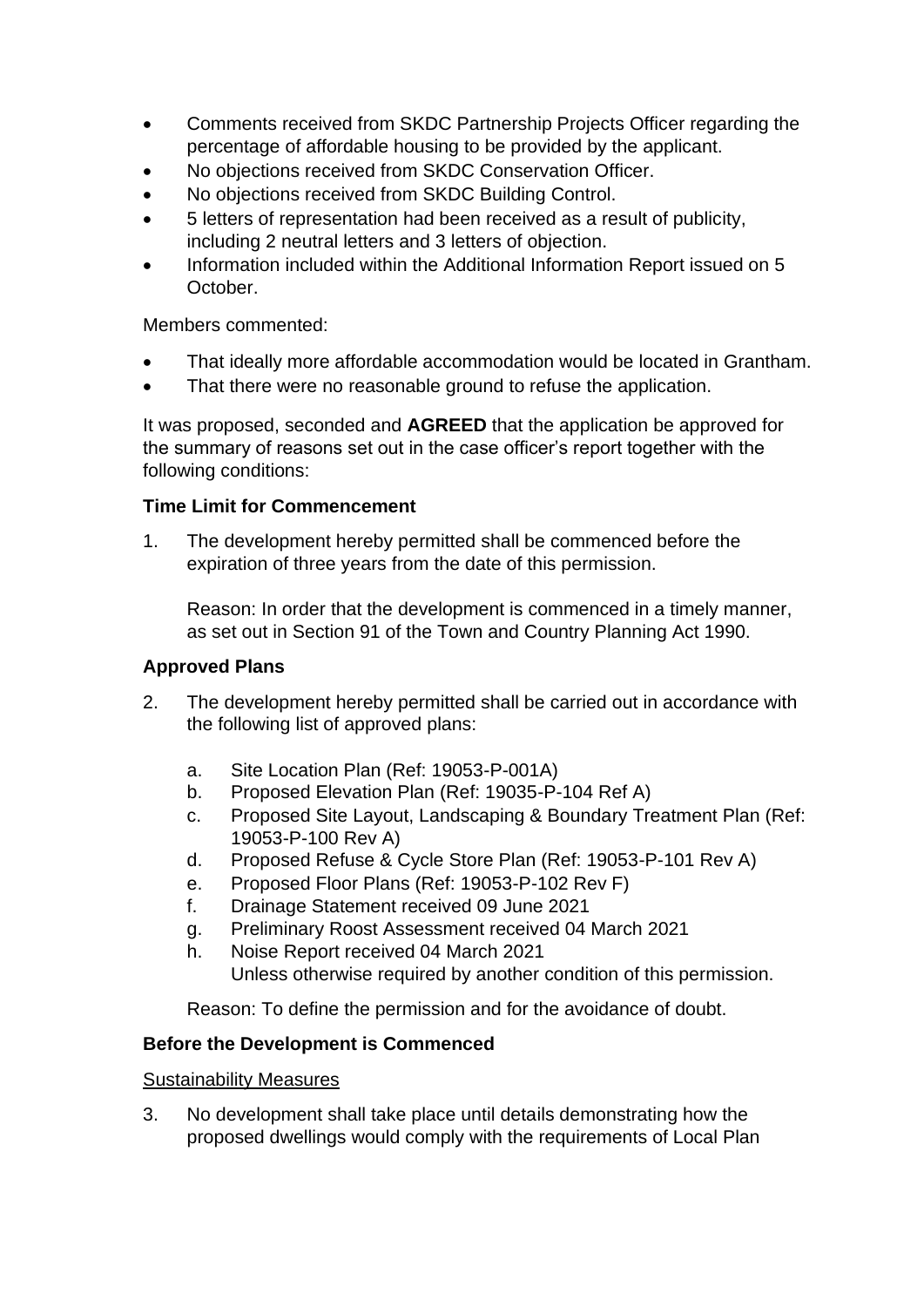- Comments received from SKDC Partnership Projects Officer regarding the percentage of affordable housing to be provided by the applicant.
- No objections received from SKDC Conservation Officer.
- No objections received from SKDC Building Control.
- 5 letters of representation had been received as a result of publicity, including 2 neutral letters and 3 letters of objection.
- Information included within the Additional Information Report issued on 5 October.

Members commented:

- That ideally more affordable accommodation would be located in Grantham.
- That there were no reasonable ground to refuse the application.

It was proposed, seconded and **AGREED** that the application be approved for the summary of reasons set out in the case officer's report together with the following conditions:

**Time Limit for Commencement**

1. The development hereby permitted shall be commenced before the expiration of three years from the date of this permission.

   Reason: In order that the development is commenced in a timely manner, as set out in Section 91 of the Town and Country Planning Act 1990.

**Approved Plans**

2. The development hereby permitted shall be carried out in accordance with the following list of approved plans:

   a. Site Location Plan (Ref: 19053-P-001A)
   b. Proposed Elevation Plan (Ref: 19035-P-104 Ref A)
   c. Proposed Site Layout, Landscaping & Boundary Treatment Plan (Ref: 19053-P-100 Rev A)
   d. Proposed Refuse & Cycle Store Plan (Ref: 19053-P-101 Rev A)
   e. Proposed Floor Plans (Ref: 19053-P-102 Rev F)
   f. Drainage Statement received 09 June 2021
   g. Preliminary Roost Assessment received 04 March 2021
   h. Noise Report received 04 March 2021
   Unless otherwise required by another condition of this permission.

   Reason: To define the permission and for the avoidance of doubt.

**Before the Development is Commenced**

<u>Sustainability Measures</u>

3. No development shall take place until details demonstrating how the proposed dwellings would comply with the requirements of Local Plan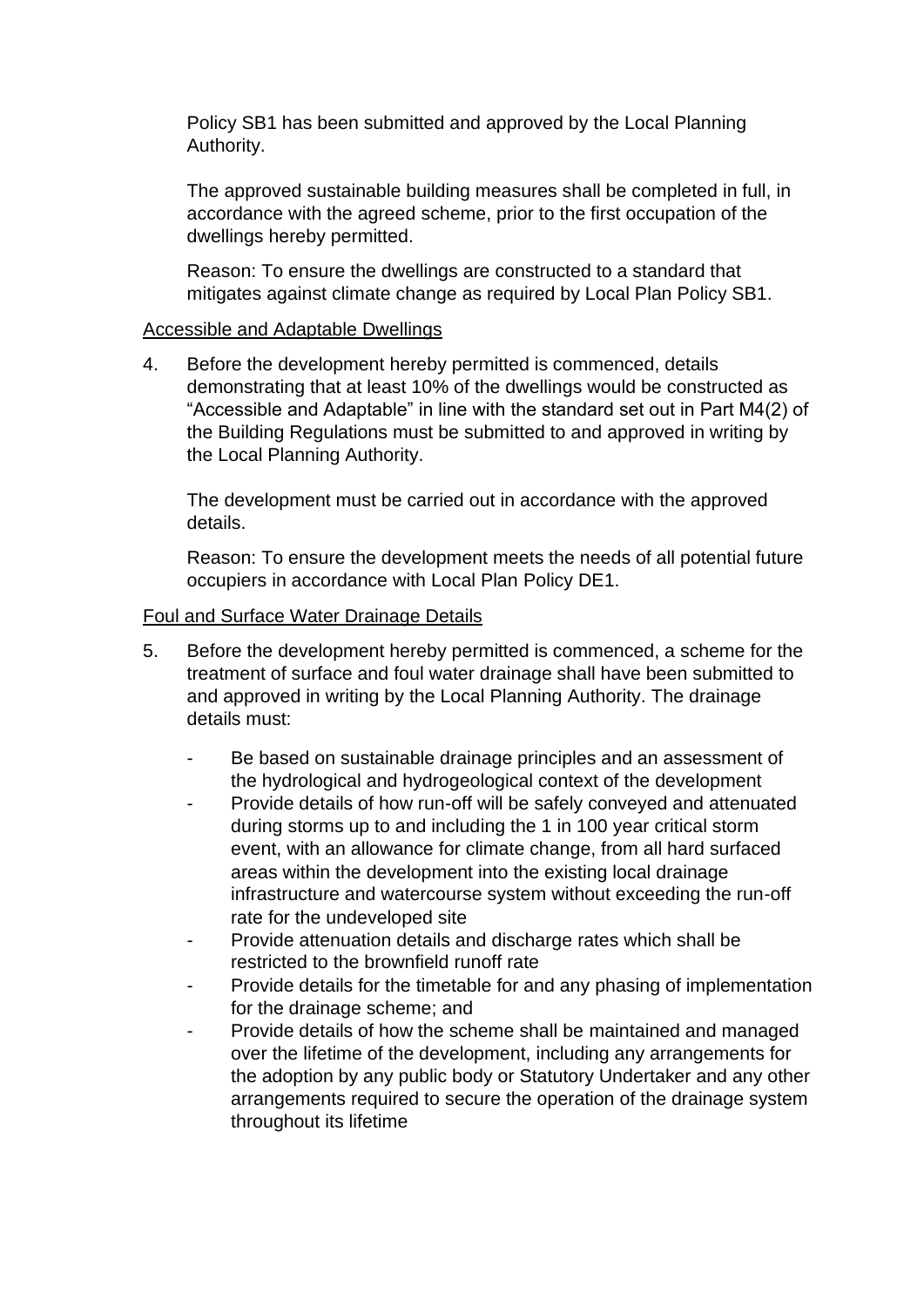Policy SB1 has been submitted and approved by the Local Planning Authority.

The approved sustainable building measures shall be completed in full, in accordance with the agreed scheme, prior to the first occupation of the dwellings hereby permitted.

Reason: To ensure the dwellings are constructed to a standard that mitigates against climate change as required by Local Plan Policy SB1.

Accessible and Adaptable Dwellings

4. Before the development hereby permitted is commenced, details demonstrating that at least 10% of the dwellings would be constructed as "Accessible and Adaptable" in line with the standard set out in Part M4(2) of the Building Regulations must be submitted to and approved in writing by the Local Planning Authority.

   The development must be carried out in accordance with the approved details.

   Reason: To ensure the development meets the needs of all potential future occupiers in accordance with Local Plan Policy DE1.

Foul and Surface Water Drainage Details

5. Before the development hereby permitted is commenced, a scheme for the treatment of surface and foul water drainage shall have been submitted to and approved in writing by the Local Planning Authority. The drainage details must:

   - Be based on sustainable drainage principles and an assessment of the hydrological and hydrogeological context of the development
   - Provide details of how run-off will be safely conveyed and attenuated during storms up to and including the 1 in 100 year critical storm event, with an allowance for climate change, from all hard surfaced areas within the development into the existing local drainage infrastructure and watercourse system without exceeding the run-off rate for the undeveloped site
   - Provide attenuation details and discharge rates which shall be restricted to the brownfield runoff rate
   - Provide details for the timetable for and any phasing of implementation for the drainage scheme; and
   - Provide details of how the scheme shall be maintained and managed over the lifetime of the development, including any arrangements for the adoption by any public body or Statutory Undertaker and any other arrangements required to secure the operation of the drainage system throughout its lifetime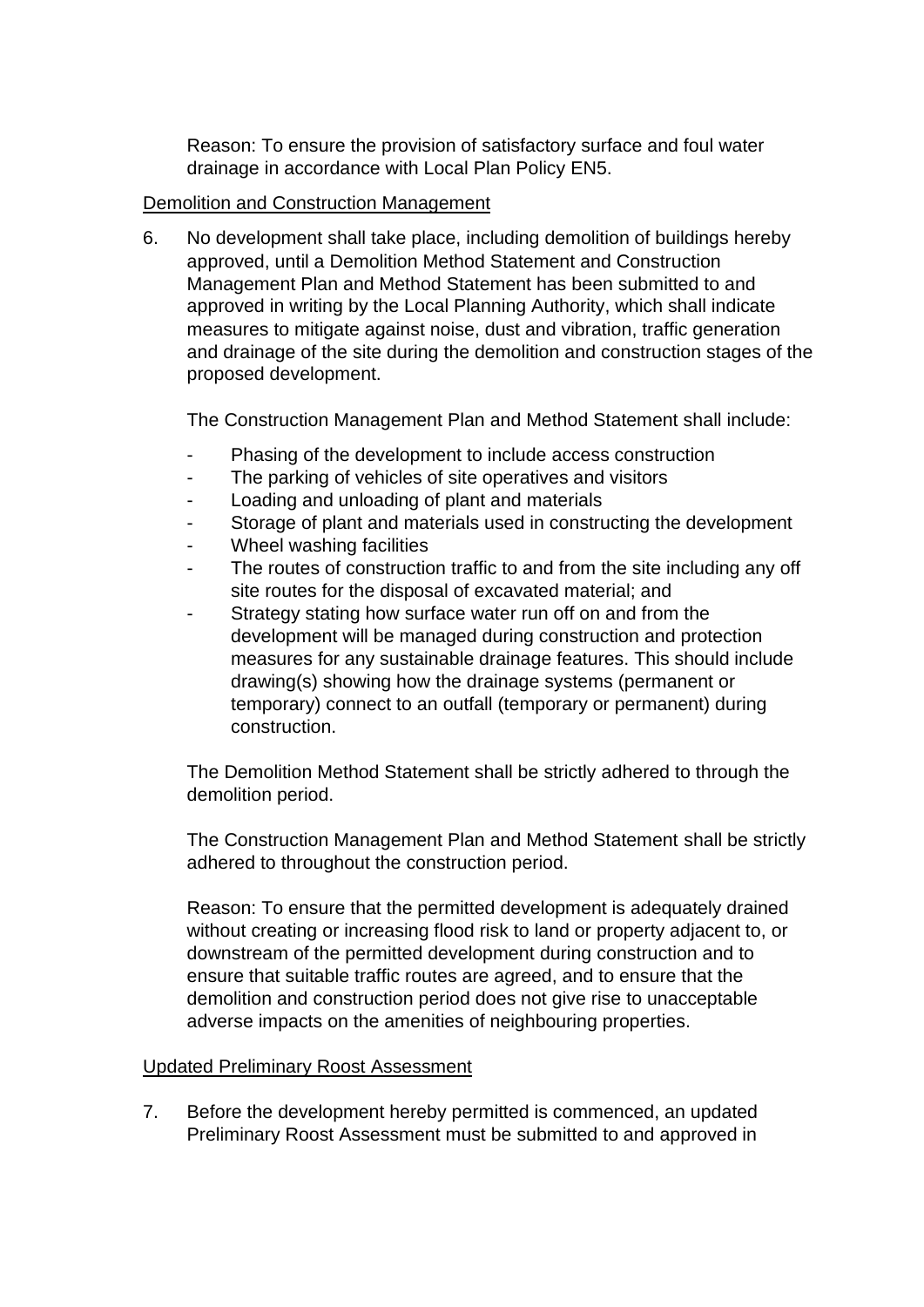Reason: To ensure the provision of satisfactory surface and foul water drainage in accordance with Local Plan Policy EN5.

<u>Demolition and Construction Management</u>

6. No development shall take place, including demolition of buildings hereby approved, until a Demolition Method Statement and Construction Management Plan and Method Statement has been submitted to and approved in writing by the Local Planning Authority, which shall indicate measures to mitigate against noise, dust and vibration, traffic generation and drainage of the site during the demolition and construction stages of the proposed development.

   The Construction Management Plan and Method Statement shall include:

   - Phasing of the development to include access construction
   - The parking of vehicles of site operatives and visitors
   - Loading and unloading of plant and materials
   - Storage of plant and materials used in constructing the development
   - Wheel washing facilities
   - The routes of construction traffic to and from the site including any off site routes for the disposal of excavated material; and
   - Strategy stating how surface water run off on and from the development will be managed during construction and protection measures for any sustainable drainage features. This should include drawing(s) showing how the drainage systems (permanent or temporary) connect to an outfall (temporary or permanent) during construction.

   The Demolition Method Statement shall be strictly adhered to through the demolition period.

   The Construction Management Plan and Method Statement shall be strictly adhered to throughout the construction period.

   Reason: To ensure that the permitted development is adequately drained without creating or increasing flood risk to land or property adjacent to, or downstream of the permitted development during construction and to ensure that suitable traffic routes are agreed, and to ensure that the demolition and construction period does not give rise to unacceptable adverse impacts on the amenities of neighbouring properties.

<u>Updated Preliminary Roost Assessment</u>

7. Before the development hereby permitted is commenced, an updated Preliminary Roost Assessment must be submitted to and approved in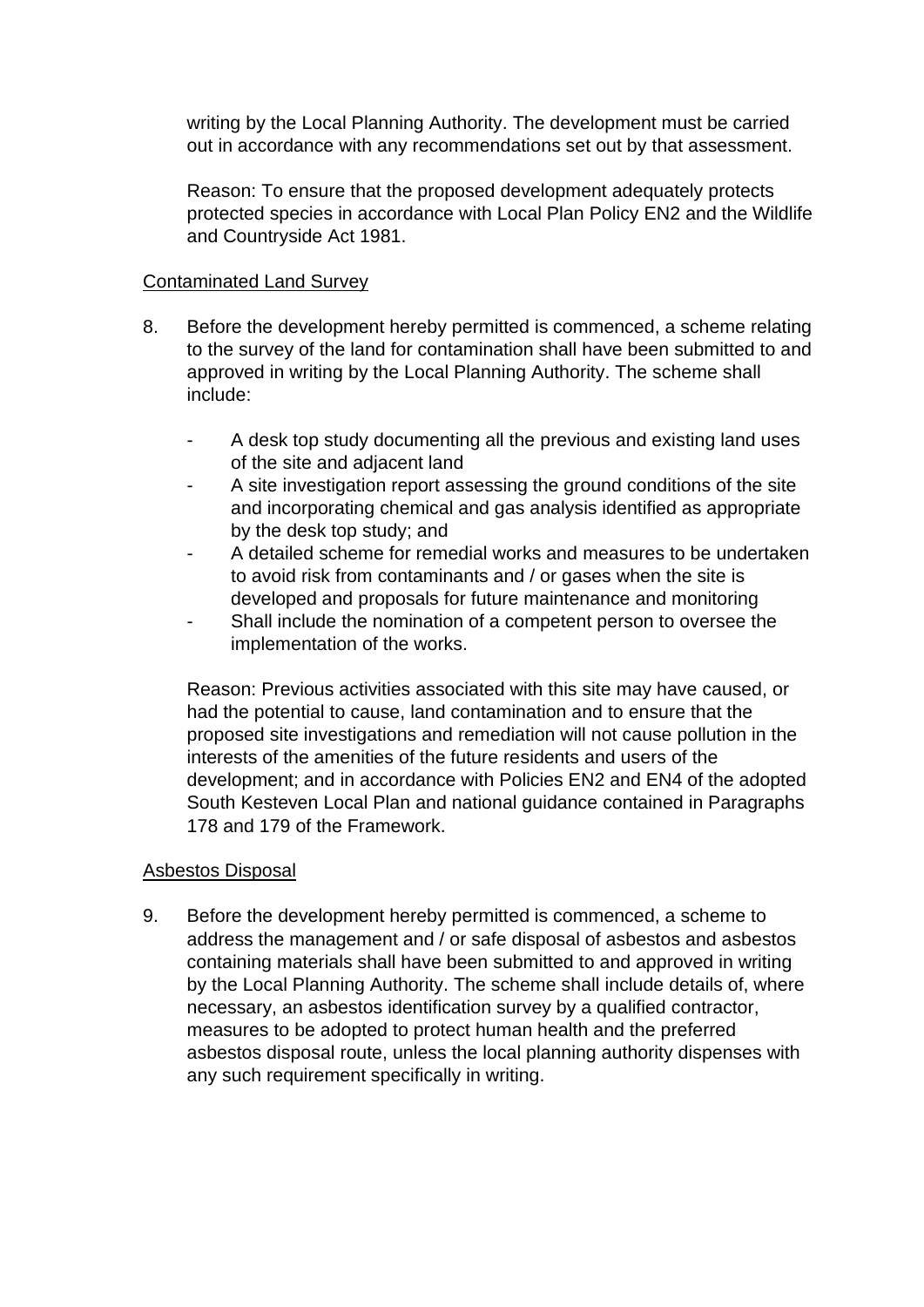writing by the Local Planning Authority. The development must be carried out in accordance with any recommendations set out by that assessment.

Reason: To ensure that the proposed development adequately protects protected species in accordance with Local Plan Policy EN2 and the Wildlife and Countryside Act 1981.

Contaminated Land Survey

8. Before the development hereby permitted is commenced, a scheme relating to the survey of the land for contamination shall have been submitted to and approved in writing by the Local Planning Authority. The scheme shall include:

   - A desk top study documenting all the previous and existing land uses of the site and adjacent land
   - A site investigation report assessing the ground conditions of the site and incorporating chemical and gas analysis identified as appropriate by the desk top study; and
   - A detailed scheme for remedial works and measures to be undertaken to avoid risk from contaminants and / or gases when the site is developed and proposals for future maintenance and monitoring
   - Shall include the nomination of a competent person to oversee the implementation of the works.

   Reason: Previous activities associated with this site may have caused, or had the potential to cause, land contamination and to ensure that the proposed site investigations and remediation will not cause pollution in the interests of the amenities of the future residents and users of the development; and in accordance with Policies EN2 and EN4 of the adopted South Kesteven Local Plan and national guidance contained in Paragraphs 178 and 179 of the Framework.

Asbestos Disposal

9. Before the development hereby permitted is commenced, a scheme to address the management and / or safe disposal of asbestos and asbestos containing materials shall have been submitted to and approved in writing by the Local Planning Authority. The scheme shall include details of, where necessary, an asbestos identification survey by a qualified contractor, measures to be adopted to protect human health and the preferred asbestos disposal route, unless the local planning authority dispenses with any such requirement specifically in writing.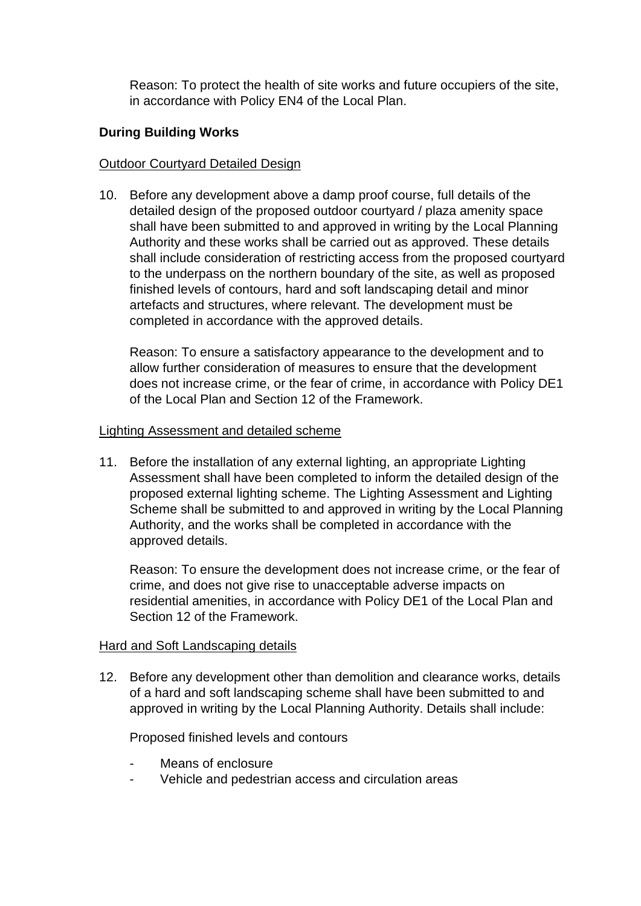Reason: To protect the health of site works and future occupiers of the site, in accordance with Policy EN4 of the Local Plan.

**During Building Works**

Outdoor Courtyard Detailed Design

10. Before any development above a damp proof course, full details of the detailed design of the proposed outdoor courtyard / plaza amenity space shall have been submitted to and approved in writing by the Local Planning Authority and these works shall be carried out as approved. These details shall include consideration of restricting access from the proposed courtyard to the underpass on the northern boundary of the site, as well as proposed finished levels of contours, hard and soft landscaping detail and minor artefacts and structures, where relevant. The development must be completed in accordance with the approved details.

    Reason: To ensure a satisfactory appearance to the development and to allow further consideration of measures to ensure that the development does not increase crime, or the fear of crime, in accordance with Policy DE1 of the Local Plan and Section 12 of the Framework.

Lighting Assessment and detailed scheme

11. Before the installation of any external lighting, an appropriate Lighting Assessment shall have been completed to inform the detailed design of the proposed external lighting scheme. The Lighting Assessment and Lighting Scheme shall be submitted to and approved in writing by the Local Planning Authority, and the works shall be completed in accordance with the approved details.

    Reason: To ensure the development does not increase crime, or the fear of crime, and does not give rise to unacceptable adverse impacts on residential amenities, in accordance with Policy DE1 of the Local Plan and Section 12 of the Framework.

Hard and Soft Landscaping details

12. Before any development other than demolition and clearance works, details of a hard and soft landscaping scheme shall have been submitted to and approved in writing by the Local Planning Authority. Details shall include:

    Proposed finished levels and contours

    - Means of enclosure
    - Vehicle and pedestrian access and circulation areas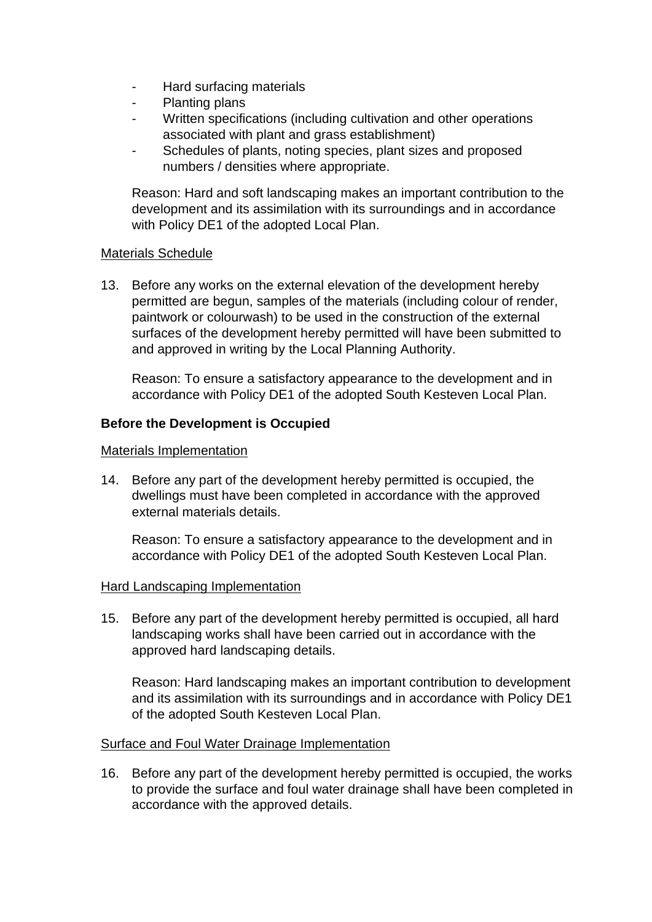- Hard surfacing materials
- Planting plans
- Written specifications (including cultivation and other operations associated with plant and grass establishment)
- Schedules of plants, noting species, plant sizes and proposed numbers / densities where appropriate.

Reason: Hard and soft landscaping makes an important contribution to the development and its assimilation with its surroundings and in accordance with Policy DE1 of the adopted Local Plan.

<u>Materials Schedule</u>

13. Before any works on the external elevation of the development hereby permitted are begun, samples of the materials (including colour of render, paintwork or colourwash) to be used in the construction of the external surfaces of the development hereby permitted will have been submitted to and approved in writing by the Local Planning Authority.

    Reason: To ensure a satisfactory appearance to the development and in accordance with Policy DE1 of the adopted South Kesteven Local Plan.

**Before the Development is Occupied**

<u>Materials Implementation</u>

14. Before any part of the development hereby permitted is occupied, the dwellings must have been completed in accordance with the approved external materials details.

    Reason: To ensure a satisfactory appearance to the development and in accordance with Policy DE1 of the adopted South Kesteven Local Plan.

<u>Hard Landscaping Implementation</u>

15. Before any part of the development hereby permitted is occupied, all hard landscaping works shall have been carried out in accordance with the approved hard landscaping details.

    Reason: Hard landscaping makes an important contribution to development and its assimilation with its surroundings and in accordance with Policy DE1 of the adopted South Kesteven Local Plan.

<u>Surface and Foul Water Drainage Implementation</u>

16. Before any part of the development hereby permitted is occupied, the works to provide the surface and foul water drainage shall have been completed in accordance with the approved details.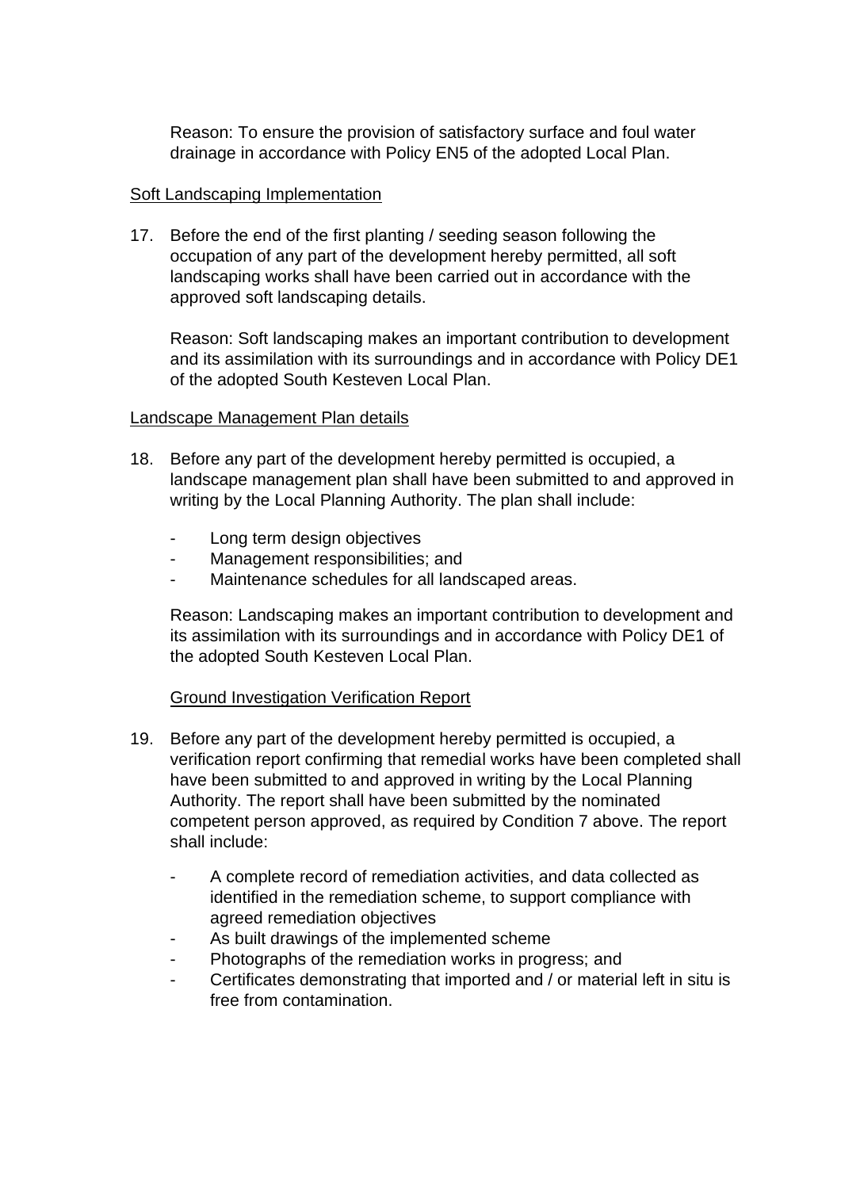Reason: To ensure the provision of satisfactory surface and foul water drainage in accordance with Policy EN5 of the adopted Local Plan.

Soft Landscaping Implementation

17. Before the end of the first planting / seeding season following the occupation of any part of the development hereby permitted, all soft landscaping works shall have been carried out in accordance with the approved soft landscaping details.

    Reason: Soft landscaping makes an important contribution to development and its assimilation with its surroundings and in accordance with Policy DE1 of the adopted South Kesteven Local Plan.

Landscape Management Plan details

18. Before any part of the development hereby permitted is occupied, a landscape management plan shall have been submitted to and approved in writing by the Local Planning Authority. The plan shall include:

    - Long term design objectives
    - Management responsibilities; and
    - Maintenance schedules for all landscaped areas.

    Reason: Landscaping makes an important contribution to development and its assimilation with its surroundings and in accordance with Policy DE1 of the adopted South Kesteven Local Plan.

Ground Investigation Verification Report

19. Before any part of the development hereby permitted is occupied, a verification report confirming that remedial works have been completed shall have been submitted to and approved in writing by the Local Planning Authority. The report shall have been submitted by the nominated competent person approved, as required by Condition 7 above. The report shall include:

    - A complete record of remediation activities, and data collected as identified in the remediation scheme, to support compliance with agreed remediation objectives
    - As built drawings of the implemented scheme
    - Photographs of the remediation works in progress; and
    - Certificates demonstrating that imported and / or material left in situ is free from contamination.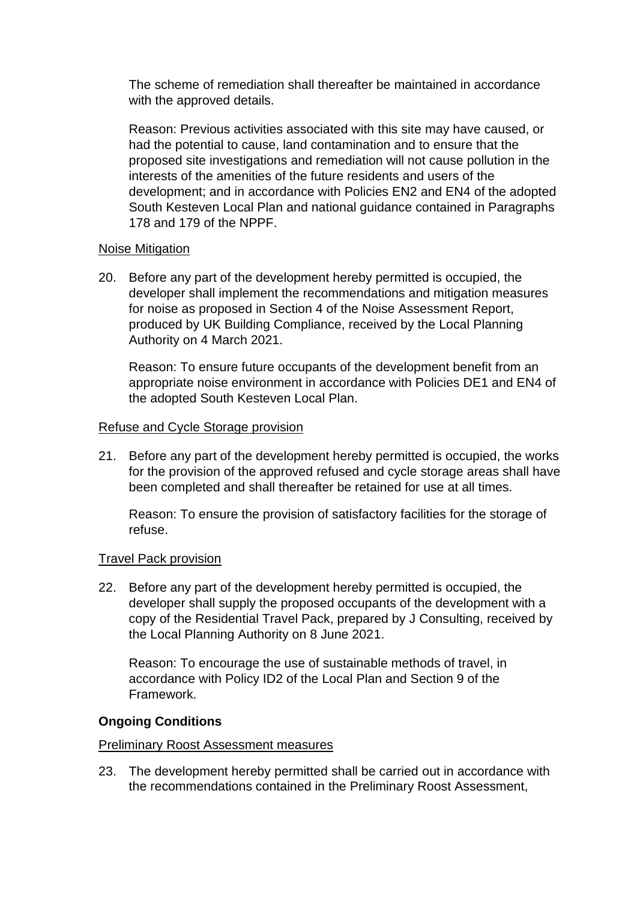The scheme of remediation shall thereafter be maintained in accordance with the approved details.

Reason: Previous activities associated with this site may have caused, or had the potential to cause, land contamination and to ensure that the proposed site investigations and remediation will not cause pollution in the interests of the amenities of the future residents and users of the development; and in accordance with Policies EN2 and EN4 of the adopted South Kesteven Local Plan and national guidance contained in Paragraphs 178 and 179 of the NPPF.

<u>Noise Mitigation</u>

20. Before any part of the development hereby permitted is occupied, the developer shall implement the recommendations and mitigation measures for noise as proposed in Section 4 of the Noise Assessment Report, produced by UK Building Compliance, received by the Local Planning Authority on 4 March 2021.

    Reason: To ensure future occupants of the development benefit from an appropriate noise environment in accordance with Policies DE1 and EN4 of the adopted South Kesteven Local Plan.

<u>Refuse and Cycle Storage provision</u>

21. Before any part of the development hereby permitted is occupied, the works for the provision of the approved refused and cycle storage areas shall have been completed and shall thereafter be retained for use at all times.

    Reason: To ensure the provision of satisfactory facilities for the storage of refuse.

<u>Travel Pack provision</u>

22. Before any part of the development hereby permitted is occupied, the developer shall supply the proposed occupants of the development with a copy of the Residential Travel Pack, prepared by J Consulting, received by the Local Planning Authority on 8 June 2021.

    Reason: To encourage the use of sustainable methods of travel, in accordance with Policy ID2 of the Local Plan and Section 9 of the Framework.

**Ongoing Conditions**

<u>Preliminary Roost Assessment measures</u>

23. The development hereby permitted shall be carried out in accordance with the recommendations contained in the Preliminary Roost Assessment,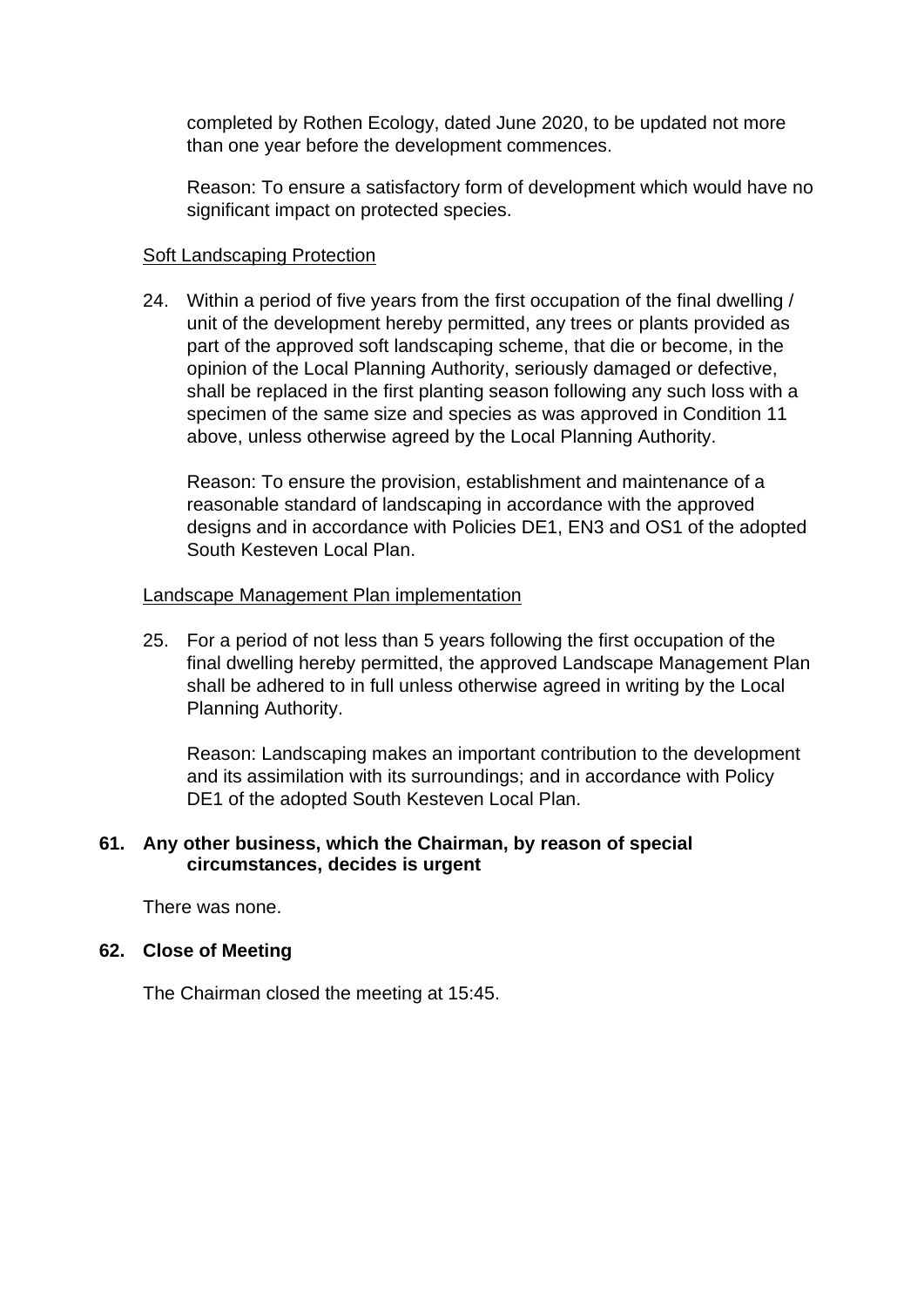completed by Rothen Ecology, dated June 2020, to be updated not more than one year before the development commences.

Reason: To ensure a satisfactory form of development which would have no significant impact on protected species.

Soft Landscaping Protection

24. Within a period of five years from the first occupation of the final dwelling / unit of the development hereby permitted, any trees or plants provided as part of the approved soft landscaping scheme, that die or become, in the opinion of the Local Planning Authority, seriously damaged or defective, shall be replaced in the first planting season following any such loss with a specimen of the same size and species as was approved in Condition 11 above, unless otherwise agreed by the Local Planning Authority.

    Reason: To ensure the provision, establishment and maintenance of a reasonable standard of landscaping in accordance with the approved designs and in accordance with Policies DE1, EN3 and OS1 of the adopted South Kesteven Local Plan.

Landscape Management Plan implementation

25. For a period of not less than 5 years following the first occupation of the final dwelling hereby permitted, the approved Landscape Management Plan shall be adhered to in full unless otherwise agreed in writing by the Local Planning Authority.

    Reason: Landscaping makes an important contribution to the development and its assimilation with its surroundings; and in accordance with Policy DE1 of the adopted South Kesteven Local Plan.

**61. Any other business, which the Chairman, by reason of special circumstances, decides is urgent**

There was none.

**62. Close of Meeting**

The Chairman closed the meeting at 15:45.